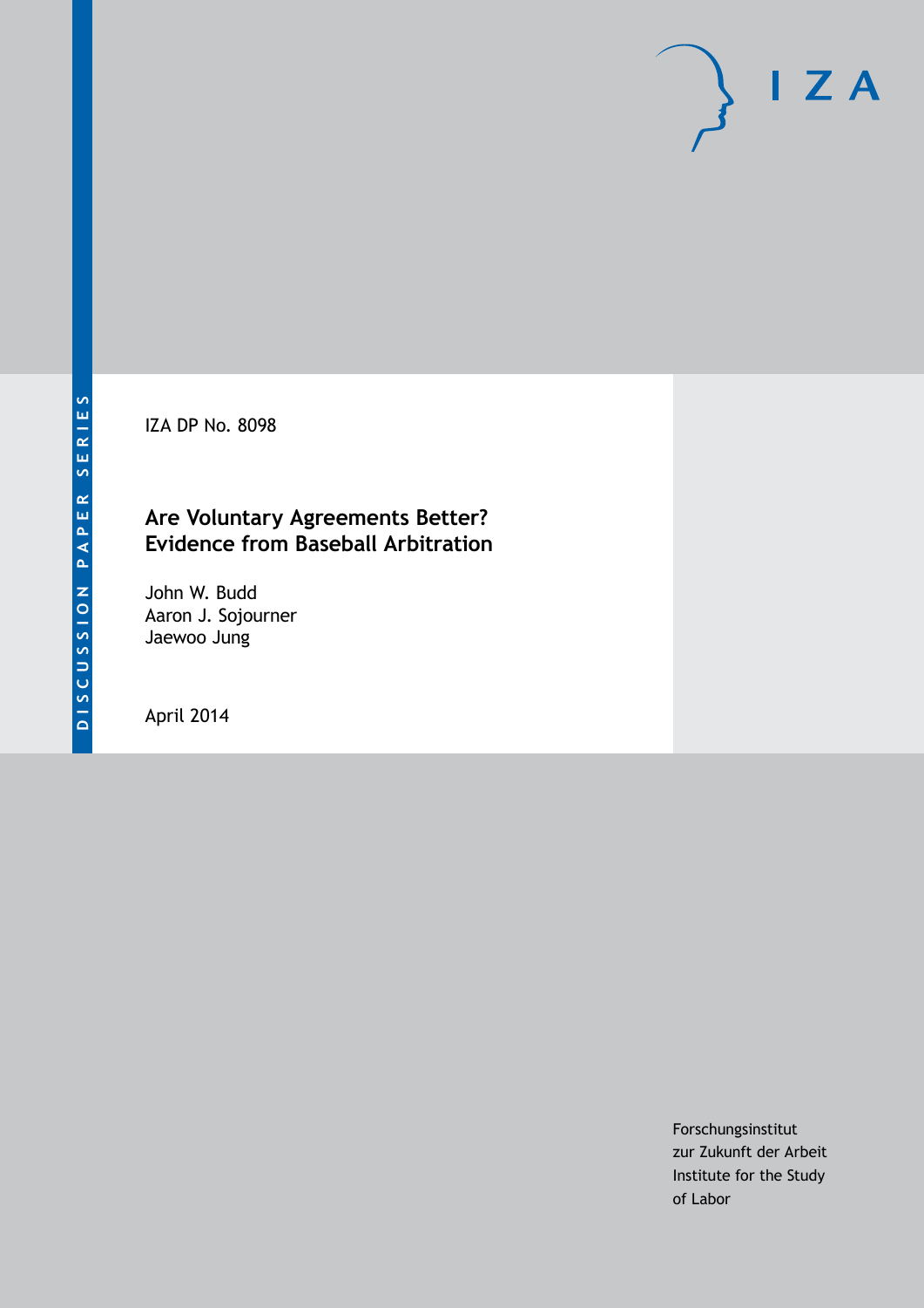DISCUSSION PAPER SERIES

IZA DP No. 8098

# Are Voluntary Agreements Better? Evidence from Baseball Arbitration

John W. Budd
Aaron J. Sojourner
Jaewoo Jung

April 2014

Forschungsinstitut
zur Zukunft der Arbeit
Institute for the Study
of Labor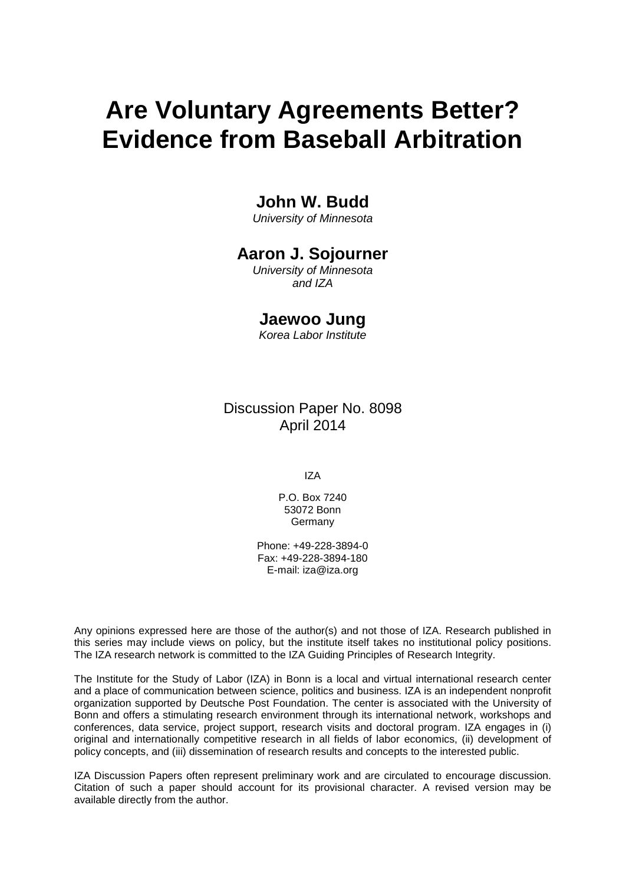# Are Voluntary Agreements Better? Evidence from Baseball Arbitration

**John W. Budd**

*University of Minnesota*

**Aaron J. Sojourner**

*University of Minnesota and IZA*

**Jaewoo Jung**

*Korea Labor Institute*

Discussion Paper No. 8098
April 2014

IZA

P.O. Box 7240
53072 Bonn
Germany

Phone: +49-228-3894-0
Fax: +49-228-3894-180
E-mail: iza@iza.org

Any opinions expressed here are those of the author(s) and not those of IZA. Research published in this series may include views on policy, but the institute itself takes no institutional policy positions. The IZA research network is committed to the IZA Guiding Principles of Research Integrity.

The Institute for the Study of Labor (IZA) in Bonn is a local and virtual international research center and a place of communication between science, politics and business. IZA is an independent nonprofit organization supported by Deutsche Post Foundation. The center is associated with the University of Bonn and offers a stimulating research environment through its international network, workshops and conferences, data service, project support, research visits and doctoral program. IZA engages in (i) original and internationally competitive research in all fields of labor economics, (ii) development of policy concepts, and (iii) dissemination of research results and concepts to the interested public.

IZA Discussion Papers often represent preliminary work and are circulated to encourage discussion. Citation of such a paper should account for its provisional character. A revised version may be available directly from the author.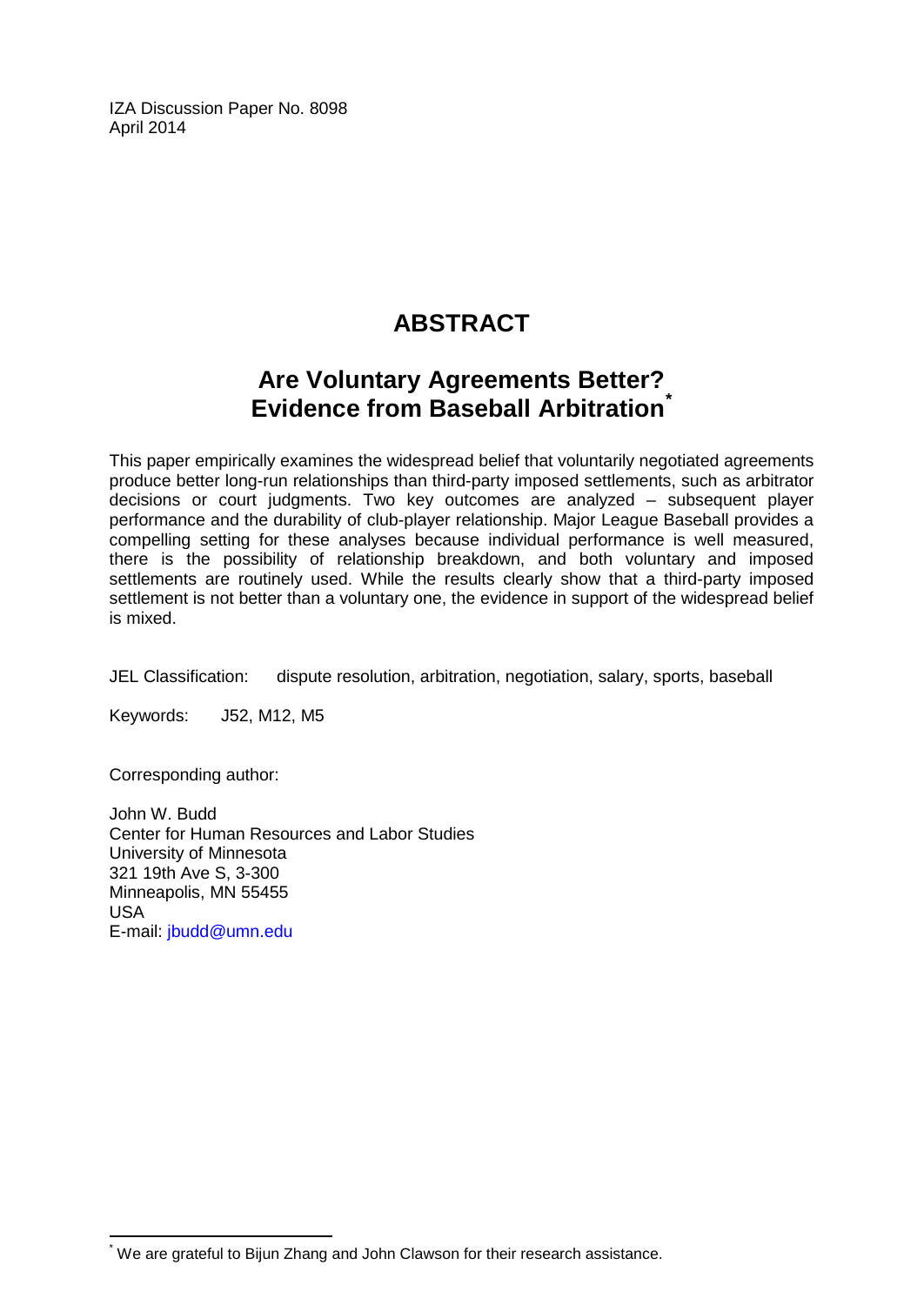IZA Discussion Paper No. 8098
April 2014

# ABSTRACT

## Are Voluntary Agreements Better? Evidence from Baseball Arbitration*

This paper empirically examines the widespread belief that voluntarily negotiated agreements produce better long-run relationships than third-party imposed settlements, such as arbitrator decisions or court judgments. Two key outcomes are analyzed – subsequent player performance and the durability of club-player relationship. Major League Baseball provides a compelling setting for these analyses because individual performance is well measured, there is the possibility of relationship breakdown, and both voluntary and imposed settlements are routinely used. While the results clearly show that a third-party imposed settlement is not better than a voluntary one, the evidence in support of the widespread belief is mixed.

JEL Classification: dispute resolution, arbitration, negotiation, salary, sports, baseball

Keywords: J52, M12, M5

Corresponding author:

John W. Budd
Center for Human Resources and Labor Studies
University of Minnesota
321 19th Ave S, 3-300
Minneapolis, MN 55455
USA
E-mail: jbudd@umn.edu

* We are grateful to Bijun Zhang and John Clawson for their research assistance.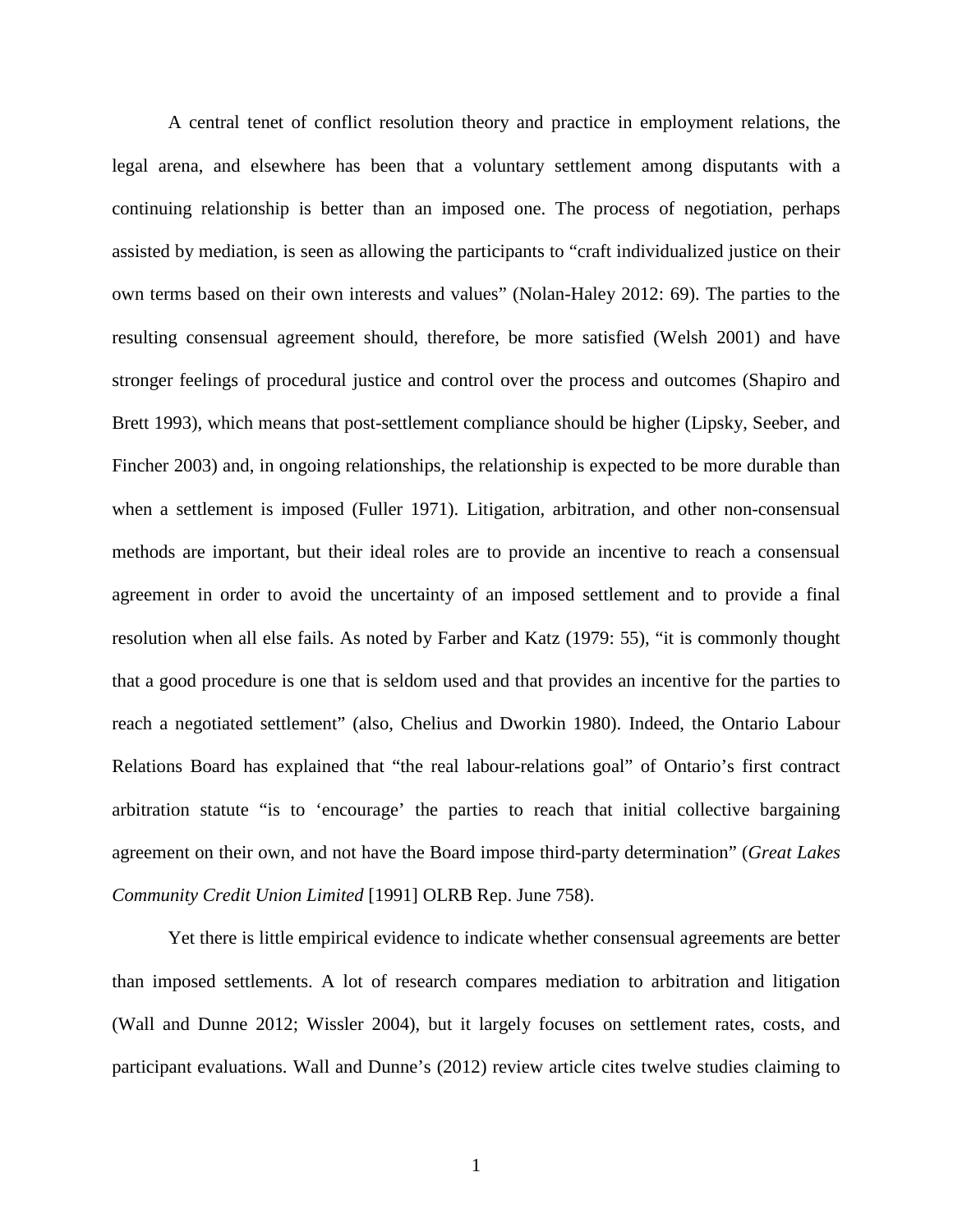A central tenet of conflict resolution theory and practice in employment relations, the legal arena, and elsewhere has been that a voluntary settlement among disputants with a continuing relationship is better than an imposed one. The process of negotiation, perhaps assisted by mediation, is seen as allowing the participants to "craft individualized justice on their own terms based on their own interests and values" (Nolan-Haley 2012: 69). The parties to the resulting consensual agreement should, therefore, be more satisfied (Welsh 2001) and have stronger feelings of procedural justice and control over the process and outcomes (Shapiro and Brett 1993), which means that post-settlement compliance should be higher (Lipsky, Seeber, and Fincher 2003) and, in ongoing relationships, the relationship is expected to be more durable than when a settlement is imposed (Fuller 1971). Litigation, arbitration, and other non-consensual methods are important, but their ideal roles are to provide an incentive to reach a consensual agreement in order to avoid the uncertainty of an imposed settlement and to provide a final resolution when all else fails. As noted by Farber and Katz (1979: 55), "it is commonly thought that a good procedure is one that is seldom used and that provides an incentive for the parties to reach a negotiated settlement" (also, Chelius and Dworkin 1980). Indeed, the Ontario Labour Relations Board has explained that "the real labour-relations goal" of Ontario's first contract arbitration statute "is to 'encourage' the parties to reach that initial collective bargaining agreement on their own, and not have the Board impose third-party determination" (*Great Lakes Community Credit Union Limited* [1991] OLRB Rep. June 758).

Yet there is little empirical evidence to indicate whether consensual agreements are better than imposed settlements. A lot of research compares mediation to arbitration and litigation (Wall and Dunne 2012; Wissler 2004), but it largely focuses on settlement rates, costs, and participant evaluations. Wall and Dunne's (2012) review article cites twelve studies claiming to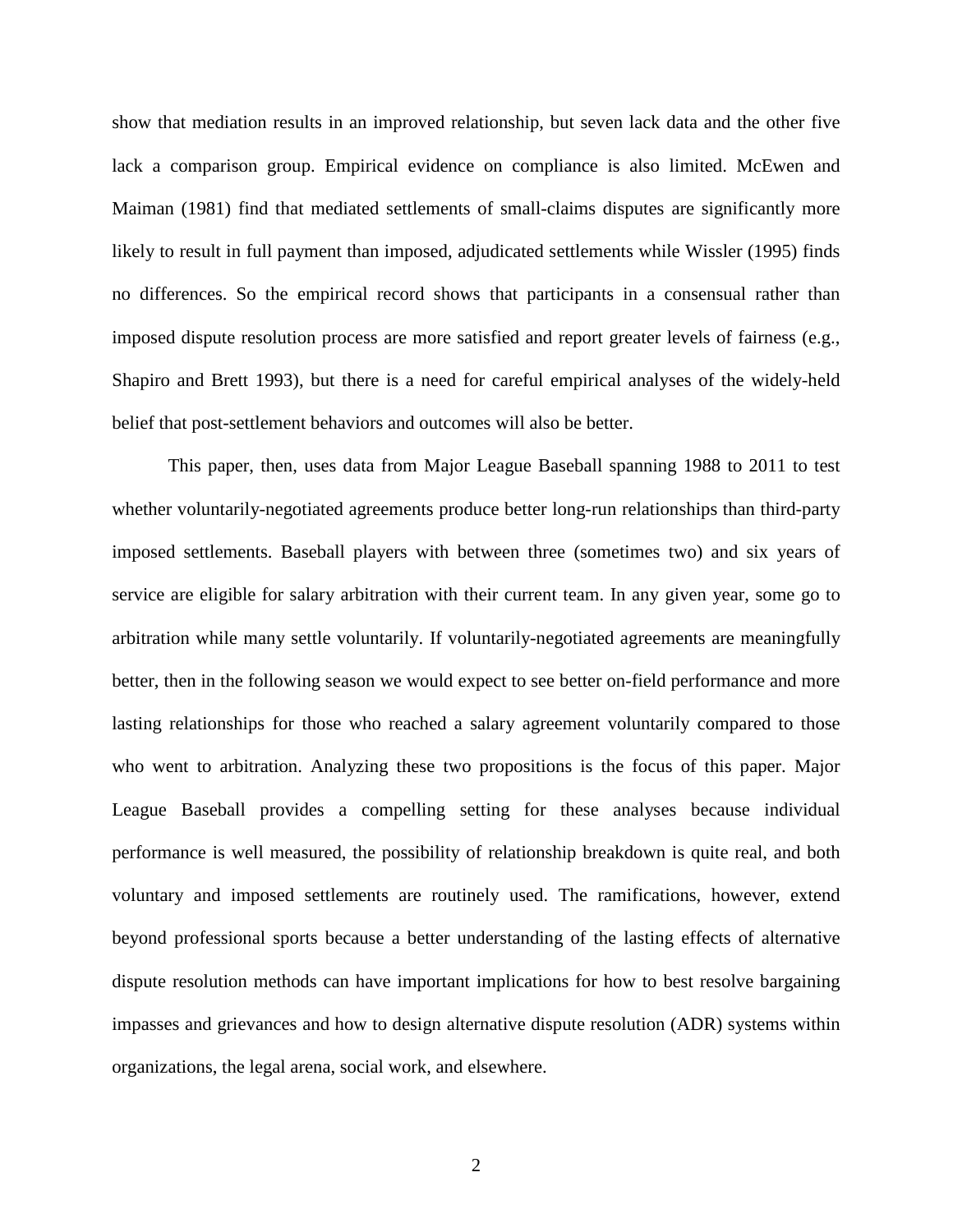show that mediation results in an improved relationship, but seven lack data and the other five lack a comparison group. Empirical evidence on compliance is also limited. McEwen and Maiman (1981) find that mediated settlements of small-claims disputes are significantly more likely to result in full payment than imposed, adjudicated settlements while Wissler (1995) finds no differences. So the empirical record shows that participants in a consensual rather than imposed dispute resolution process are more satisfied and report greater levels of fairness (e.g., Shapiro and Brett 1993), but there is a need for careful empirical analyses of the widely-held belief that post-settlement behaviors and outcomes will also be better.

This paper, then, uses data from Major League Baseball spanning 1988 to 2011 to test whether voluntarily-negotiated agreements produce better long-run relationships than third-party imposed settlements. Baseball players with between three (sometimes two) and six years of service are eligible for salary arbitration with their current team. In any given year, some go to arbitration while many settle voluntarily. If voluntarily-negotiated agreements are meaningfully better, then in the following season we would expect to see better on-field performance and more lasting relationships for those who reached a salary agreement voluntarily compared to those who went to arbitration. Analyzing these two propositions is the focus of this paper. Major League Baseball provides a compelling setting for these analyses because individual performance is well measured, the possibility of relationship breakdown is quite real, and both voluntary and imposed settlements are routinely used. The ramifications, however, extend beyond professional sports because a better understanding of the lasting effects of alternative dispute resolution methods can have important implications for how to best resolve bargaining impasses and grievances and how to design alternative dispute resolution (ADR) systems within organizations, the legal arena, social work, and elsewhere.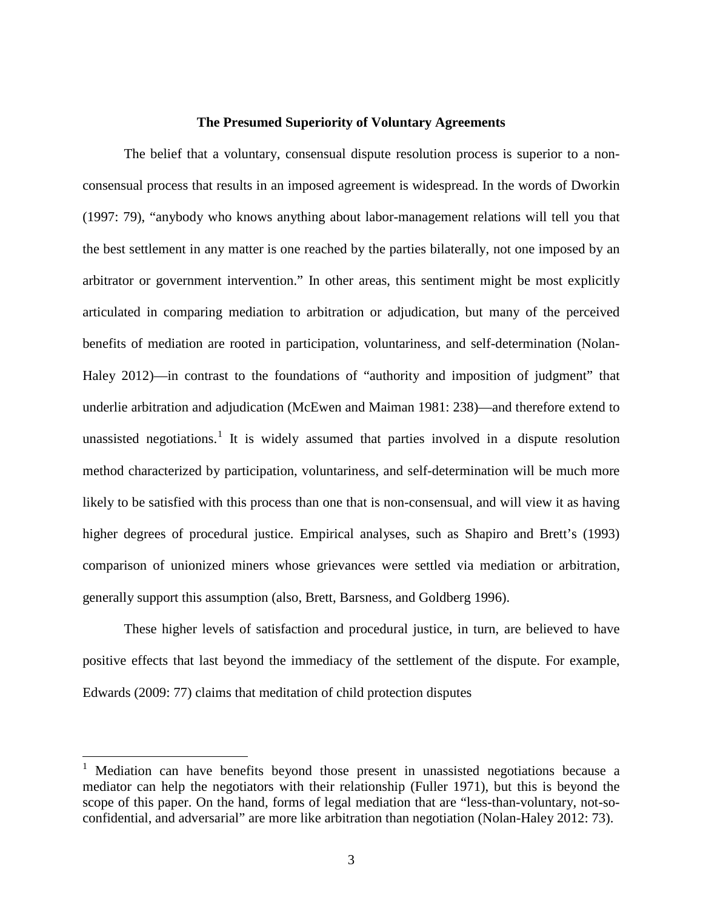## The Presumed Superiority of Voluntary Agreements

The belief that a voluntary, consensual dispute resolution process is superior to a non-consensual process that results in an imposed agreement is widespread. In the words of Dworkin (1997: 79), "anybody who knows anything about labor-management relations will tell you that the best settlement in any matter is one reached by the parties bilaterally, not one imposed by an arbitrator or government intervention." In other areas, this sentiment might be most explicitly articulated in comparing mediation to arbitration or adjudication, but many of the perceived benefits of mediation are rooted in participation, voluntariness, and self-determination (Nolan-Haley 2012)—in contrast to the foundations of "authority and imposition of judgment" that underlie arbitration and adjudication (McEwen and Maiman 1981: 238)—and therefore extend to unassisted negotiations.[1] It is widely assumed that parties involved in a dispute resolution method characterized by participation, voluntariness, and self-determination will be much more likely to be satisfied with this process than one that is non-consensual, and will view it as having higher degrees of procedural justice. Empirical analyses, such as Shapiro and Brett's (1993) comparison of unionized miners whose grievances were settled via mediation or arbitration, generally support this assumption (also, Brett, Barsness, and Goldberg 1996).

These higher levels of satisfaction and procedural justice, in turn, are believed to have positive effects that last beyond the immediacy of the settlement of the dispute. For example, Edwards (2009: 77) claims that meditation of child protection disputes

---

[1] Mediation can have benefits beyond those present in unassisted negotiations because a mediator can help the negotiators with their relationship (Fuller 1971), but this is beyond the scope of this paper. On the hand, forms of legal mediation that are "less-than-voluntary, not-so-confidential, and adversarial" are more like arbitration than negotiation (Nolan-Haley 2012: 73).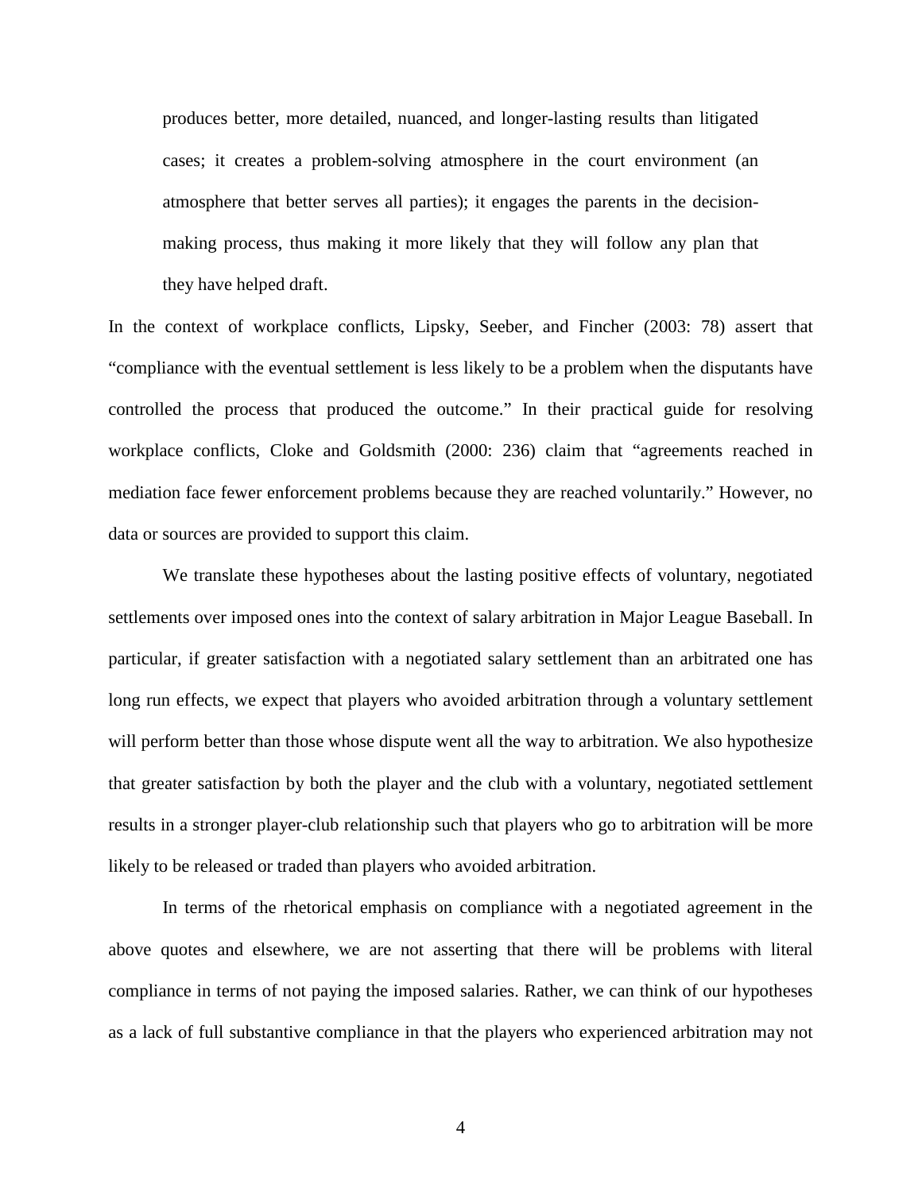> produces better, more detailed, nuanced, and longer-lasting results than litigated cases; it creates a problem-solving atmosphere in the court environment (an atmosphere that better serves all parties); it engages the parents in the decision-making process, thus making it more likely that they will follow any plan that they have helped draft.

In the context of workplace conflicts, Lipsky, Seeber, and Fincher (2003: 78) assert that "compliance with the eventual settlement is less likely to be a problem when the disputants have controlled the process that produced the outcome." In their practical guide for resolving workplace conflicts, Cloke and Goldsmith (2000: 236) claim that "agreements reached in mediation face fewer enforcement problems because they are reached voluntarily." However, no data or sources are provided to support this claim.

We translate these hypotheses about the lasting positive effects of voluntary, negotiated settlements over imposed ones into the context of salary arbitration in Major League Baseball. In particular, if greater satisfaction with a negotiated salary settlement than an arbitrated one has long run effects, we expect that players who avoided arbitration through a voluntary settlement will perform better than those whose dispute went all the way to arbitration. We also hypothesize that greater satisfaction by both the player and the club with a voluntary, negotiated settlement results in a stronger player-club relationship such that players who go to arbitration will be more likely to be released or traded than players who avoided arbitration.

In terms of the rhetorical emphasis on compliance with a negotiated agreement in the above quotes and elsewhere, we are not asserting that there will be problems with literal compliance in terms of not paying the imposed salaries. Rather, we can think of our hypotheses as a lack of full substantive compliance in that the players who experienced arbitration may not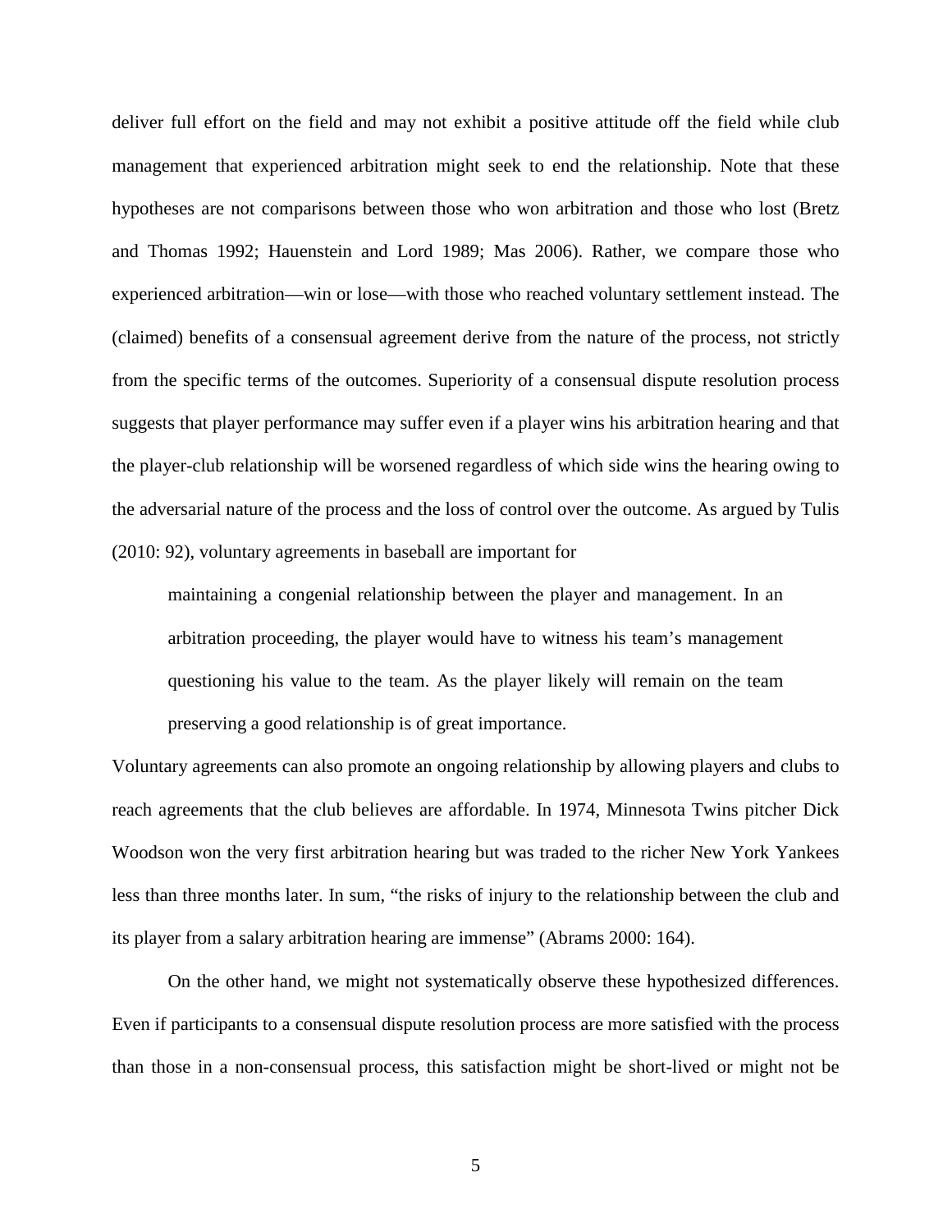deliver full effort on the field and may not exhibit a positive attitude off the field while club management that experienced arbitration might seek to end the relationship. Note that these hypotheses are not comparisons between those who won arbitration and those who lost (Bretz and Thomas 1992; Hauenstein and Lord 1989; Mas 2006). Rather, we compare those who experienced arbitration—win or lose—with those who reached voluntary settlement instead. The (claimed) benefits of a consensual agreement derive from the nature of the process, not strictly from the specific terms of the outcomes. Superiority of a consensual dispute resolution process suggests that player performance may suffer even if a player wins his arbitration hearing and that the player-club relationship will be worsened regardless of which side wins the hearing owing to the adversarial nature of the process and the loss of control over the outcome. As argued by Tulis (2010: 92), voluntary agreements in baseball are important for

> maintaining a congenial relationship between the player and management. In an arbitration proceeding, the player would have to witness his team's management questioning his value to the team. As the player likely will remain on the team preserving a good relationship is of great importance.

Voluntary agreements can also promote an ongoing relationship by allowing players and clubs to reach agreements that the club believes are affordable. In 1974, Minnesota Twins pitcher Dick Woodson won the very first arbitration hearing but was traded to the richer New York Yankees less than three months later. In sum, "the risks of injury to the relationship between the club and its player from a salary arbitration hearing are immense" (Abrams 2000: 164).

On the other hand, we might not systematically observe these hypothesized differences. Even if participants to a consensual dispute resolution process are more satisfied with the process than those in a non-consensual process, this satisfaction might be short-lived or might not be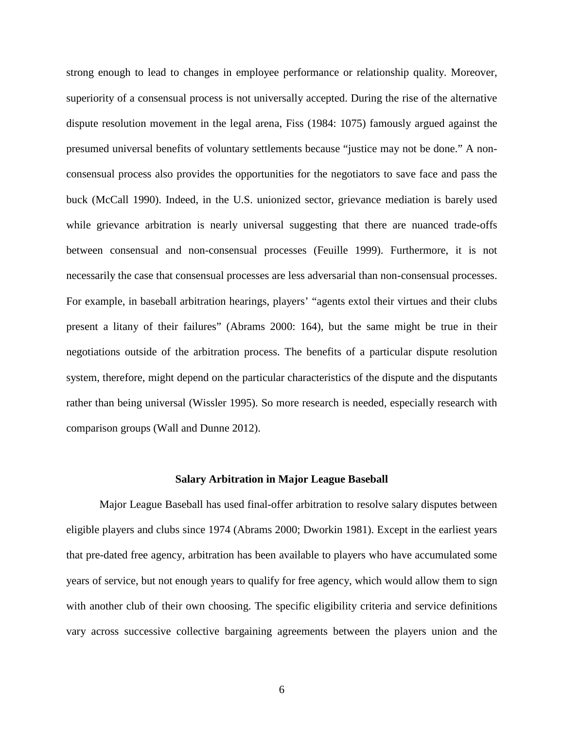strong enough to lead to changes in employee performance or relationship quality. Moreover, superiority of a consensual process is not universally accepted. During the rise of the alternative dispute resolution movement in the legal arena, Fiss (1984: 1075) famously argued against the presumed universal benefits of voluntary settlements because "justice may not be done." A non-consensual process also provides the opportunities for the negotiators to save face and pass the buck (McCall 1990). Indeed, in the U.S. unionized sector, grievance mediation is barely used while grievance arbitration is nearly universal suggesting that there are nuanced trade-offs between consensual and non-consensual processes (Feuille 1999). Furthermore, it is not necessarily the case that consensual processes are less adversarial than non-consensual processes. For example, in baseball arbitration hearings, players' "agents extol their virtues and their clubs present a litany of their failures" (Abrams 2000: 164), but the same might be true in their negotiations outside of the arbitration process. The benefits of a particular dispute resolution system, therefore, might depend on the particular characteristics of the dispute and the disputants rather than being universal (Wissler 1995). So more research is needed, especially research with comparison groups (Wall and Dunne 2012).

## Salary Arbitration in Major League Baseball

Major League Baseball has used final-offer arbitration to resolve salary disputes between eligible players and clubs since 1974 (Abrams 2000; Dworkin 1981). Except in the earliest years that pre-dated free agency, arbitration has been available to players who have accumulated some years of service, but not enough years to qualify for free agency, which would allow them to sign with another club of their own choosing. The specific eligibility criteria and service definitions vary across successive collective bargaining agreements between the players union and the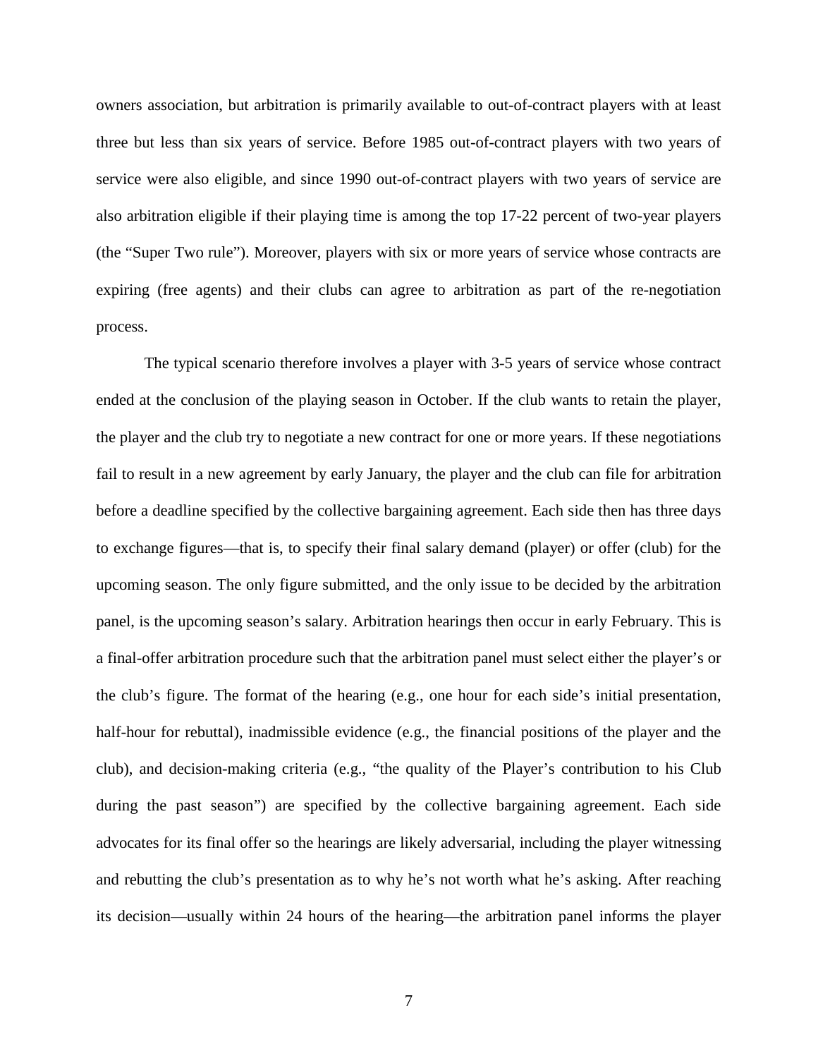owners association, but arbitration is primarily available to out-of-contract players with at least three but less than six years of service. Before 1985 out-of-contract players with two years of service were also eligible, and since 1990 out-of-contract players with two years of service are also arbitration eligible if their playing time is among the top 17-22 percent of two-year players (the "Super Two rule"). Moreover, players with six or more years of service whose contracts are expiring (free agents) and their clubs can agree to arbitration as part of the re-negotiation process.

The typical scenario therefore involves a player with 3-5 years of service whose contract ended at the conclusion of the playing season in October. If the club wants to retain the player, the player and the club try to negotiate a new contract for one or more years. If these negotiations fail to result in a new agreement by early January, the player and the club can file for arbitration before a deadline specified by the collective bargaining agreement. Each side then has three days to exchange figures—that is, to specify their final salary demand (player) or offer (club) for the upcoming season. The only figure submitted, and the only issue to be decided by the arbitration panel, is the upcoming season's salary. Arbitration hearings then occur in early February. This is a final-offer arbitration procedure such that the arbitration panel must select either the player's or the club's figure. The format of the hearing (e.g., one hour for each side's initial presentation, half-hour for rebuttal), inadmissible evidence (e.g., the financial positions of the player and the club), and decision-making criteria (e.g., "the quality of the Player's contribution to his Club during the past season") are specified by the collective bargaining agreement. Each side advocates for its final offer so the hearings are likely adversarial, including the player witnessing and rebutting the club's presentation as to why he's not worth what he's asking. After reaching its decision—usually within 24 hours of the hearing—the arbitration panel informs the player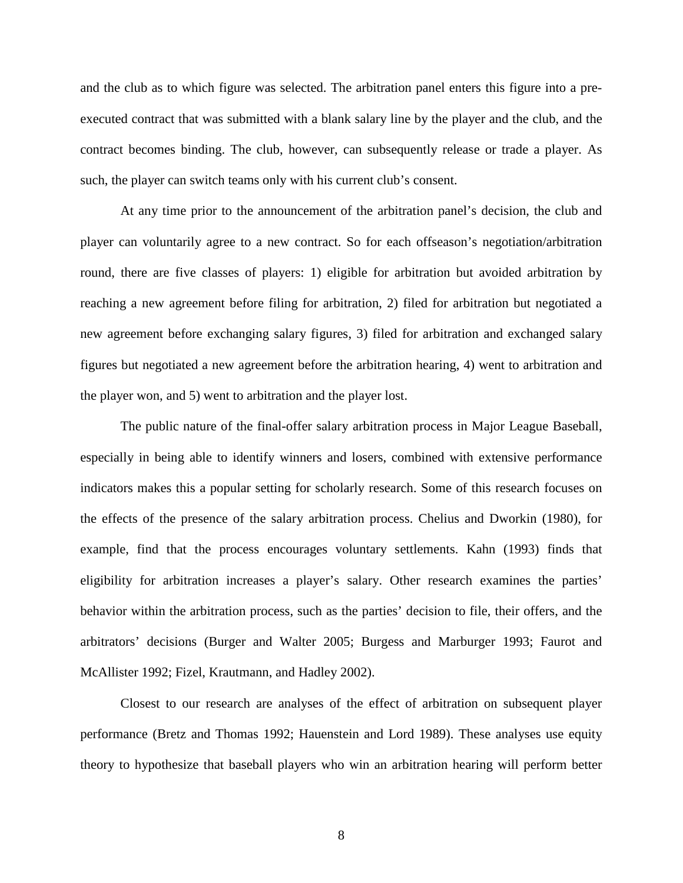and the club as to which figure was selected. The arbitration panel enters this figure into a pre-executed contract that was submitted with a blank salary line by the player and the club, and the contract becomes binding. The club, however, can subsequently release or trade a player. As such, the player can switch teams only with his current club's consent.

At any time prior to the announcement of the arbitration panel's decision, the club and player can voluntarily agree to a new contract. So for each offseason's negotiation/arbitration round, there are five classes of players: 1) eligible for arbitration but avoided arbitration by reaching a new agreement before filing for arbitration, 2) filed for arbitration but negotiated a new agreement before exchanging salary figures, 3) filed for arbitration and exchanged salary figures but negotiated a new agreement before the arbitration hearing, 4) went to arbitration and the player won, and 5) went to arbitration and the player lost.

The public nature of the final-offer salary arbitration process in Major League Baseball, especially in being able to identify winners and losers, combined with extensive performance indicators makes this a popular setting for scholarly research. Some of this research focuses on the effects of the presence of the salary arbitration process. Chelius and Dworkin (1980), for example, find that the process encourages voluntary settlements. Kahn (1993) finds that eligibility for arbitration increases a player's salary. Other research examines the parties' behavior within the arbitration process, such as the parties' decision to file, their offers, and the arbitrators' decisions (Burger and Walter 2005; Burgess and Marburger 1993; Faurot and McAllister 1992; Fizel, Krautmann, and Hadley 2002).

Closest to our research are analyses of the effect of arbitration on subsequent player performance (Bretz and Thomas 1992; Hauenstein and Lord 1989). These analyses use equity theory to hypothesize that baseball players who win an arbitration hearing will perform better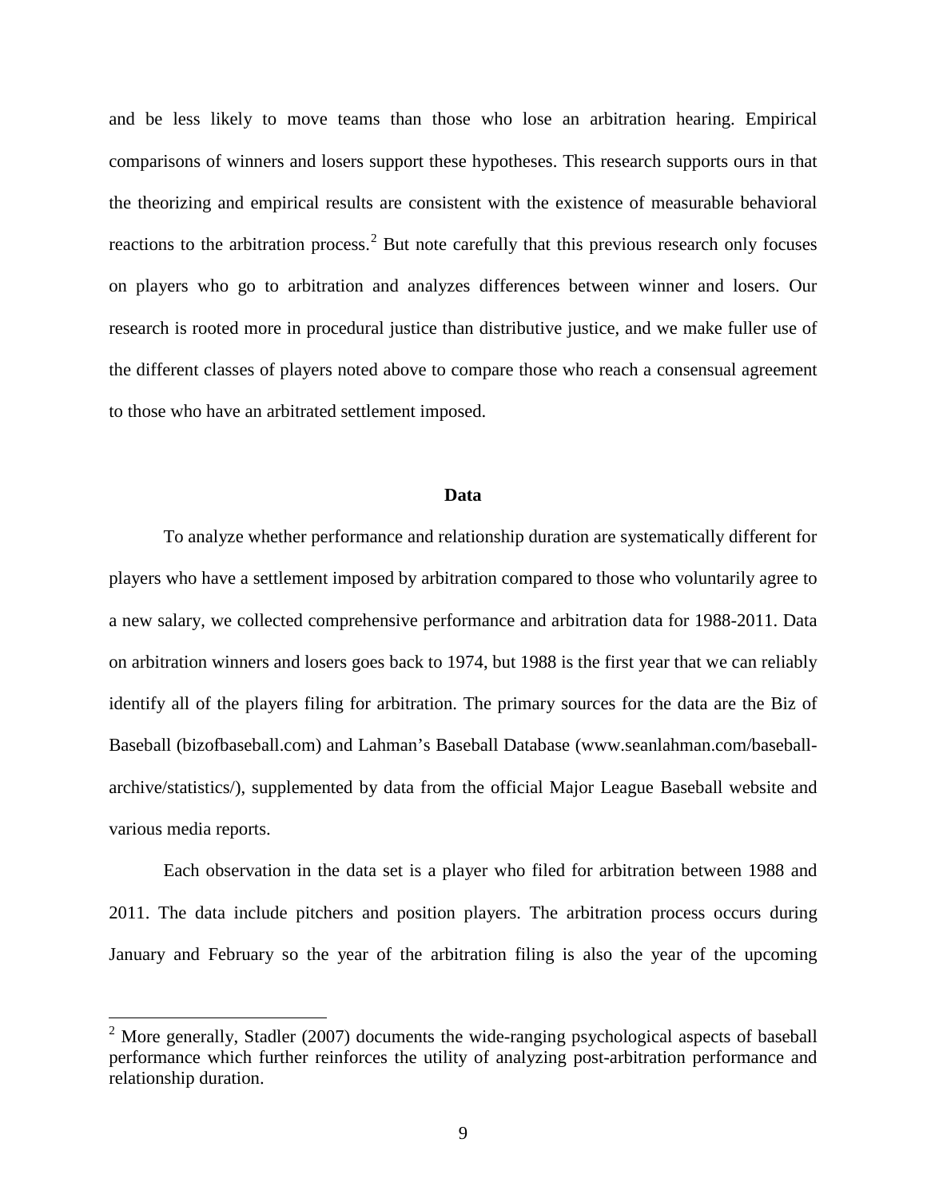and be less likely to move teams than those who lose an arbitration hearing. Empirical comparisons of winners and losers support these hypotheses. This research supports ours in that the theorizing and empirical results are consistent with the existence of measurable behavioral reactions to the arbitration process.[2] But note carefully that this previous research only focuses on players who go to arbitration and analyzes differences between winner and losers. Our research is rooted more in procedural justice than distributive justice, and we make fuller use of the different classes of players noted above to compare those who reach a consensual agreement to those who have an arbitrated settlement imposed.

## Data

To analyze whether performance and relationship duration are systematically different for players who have a settlement imposed by arbitration compared to those who voluntarily agree to a new salary, we collected comprehensive performance and arbitration data for 1988-2011. Data on arbitration winners and losers goes back to 1974, but 1988 is the first year that we can reliably identify all of the players filing for arbitration. The primary sources for the data are the Biz of Baseball (bizofbaseball.com) and Lahman's Baseball Database (www.seanlahman.com/baseball-archive/statistics/), supplemented by data from the official Major League Baseball website and various media reports.

Each observation in the data set is a player who filed for arbitration between 1988 and 2011. The data include pitchers and position players. The arbitration process occurs during January and February so the year of the arbitration filing is also the year of the upcoming

[2] More generally, Stadler (2007) documents the wide-ranging psychological aspects of baseball performance which further reinforces the utility of analyzing post-arbitration performance and relationship duration.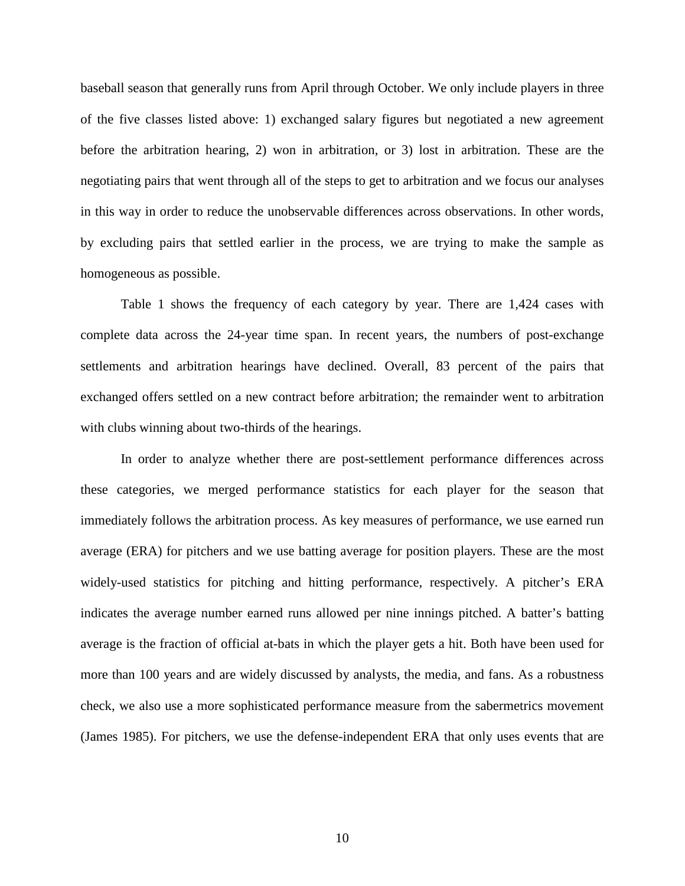baseball season that generally runs from April through October. We only include players in three of the five classes listed above: 1) exchanged salary figures but negotiated a new agreement before the arbitration hearing, 2) won in arbitration, or 3) lost in arbitration. These are the negotiating pairs that went through all of the steps to get to arbitration and we focus our analyses in this way in order to reduce the unobservable differences across observations. In other words, by excluding pairs that settled earlier in the process, we are trying to make the sample as homogeneous as possible.

Table 1 shows the frequency of each category by year. There are 1,424 cases with complete data across the 24-year time span. In recent years, the numbers of post-exchange settlements and arbitration hearings have declined. Overall, 83 percent of the pairs that exchanged offers settled on a new contract before arbitration; the remainder went to arbitration with clubs winning about two-thirds of the hearings.

In order to analyze whether there are post-settlement performance differences across these categories, we merged performance statistics for each player for the season that immediately follows the arbitration process. As key measures of performance, we use earned run average (ERA) for pitchers and we use batting average for position players. These are the most widely-used statistics for pitching and hitting performance, respectively. A pitcher's ERA indicates the average number earned runs allowed per nine innings pitched. A batter's batting average is the fraction of official at-bats in which the player gets a hit. Both have been used for more than 100 years and are widely discussed by analysts, the media, and fans. As a robustness check, we also use a more sophisticated performance measure from the sabermetrics movement (James 1985). For pitchers, we use the defense-independent ERA that only uses events that are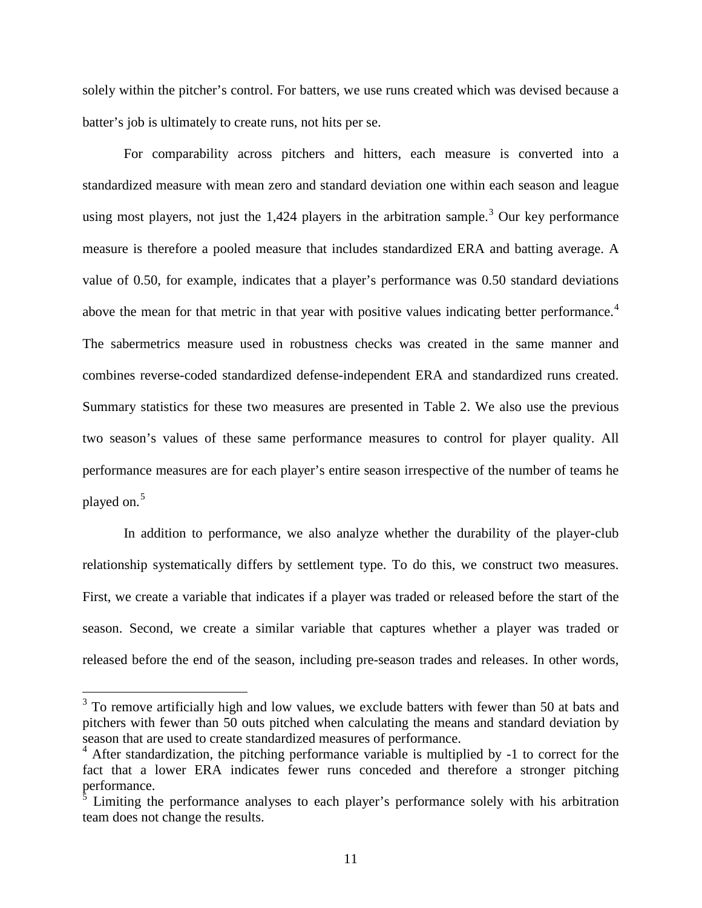solely within the pitcher's control. For batters, we use runs created which was devised because a batter's job is ultimately to create runs, not hits per se.

For comparability across pitchers and hitters, each measure is converted into a standardized measure with mean zero and standard deviation one within each season and league using most players, not just the 1,424 players in the arbitration sample.[3] Our key performance measure is therefore a pooled measure that includes standardized ERA and batting average. A value of 0.50, for example, indicates that a player's performance was 0.50 standard deviations above the mean for that metric in that year with positive values indicating better performance.[4] The sabermetrics measure used in robustness checks was created in the same manner and combines reverse-coded standardized defense-independent ERA and standardized runs created. Summary statistics for these two measures are presented in Table 2. We also use the previous two season's values of these same performance measures to control for player quality. All performance measures are for each player's entire season irrespective of the number of teams he played on.[5]

In addition to performance, we also analyze whether the durability of the player-club relationship systematically differs by settlement type. To do this, we construct two measures. First, we create a variable that indicates if a player was traded or released before the start of the season. Second, we create a similar variable that captures whether a player was traded or released before the end of the season, including pre-season trades and releases. In other words,

---

[3] To remove artificially high and low values, we exclude batters with fewer than 50 at bats and pitchers with fewer than 50 outs pitched when calculating the means and standard deviation by season that are used to create standardized measures of performance.

[4] After standardization, the pitching performance variable is multiplied by -1 to correct for the fact that a lower ERA indicates fewer runs conceded and therefore a stronger pitching performance.

[5] Limiting the performance analyses to each player's performance solely with his arbitration team does not change the results.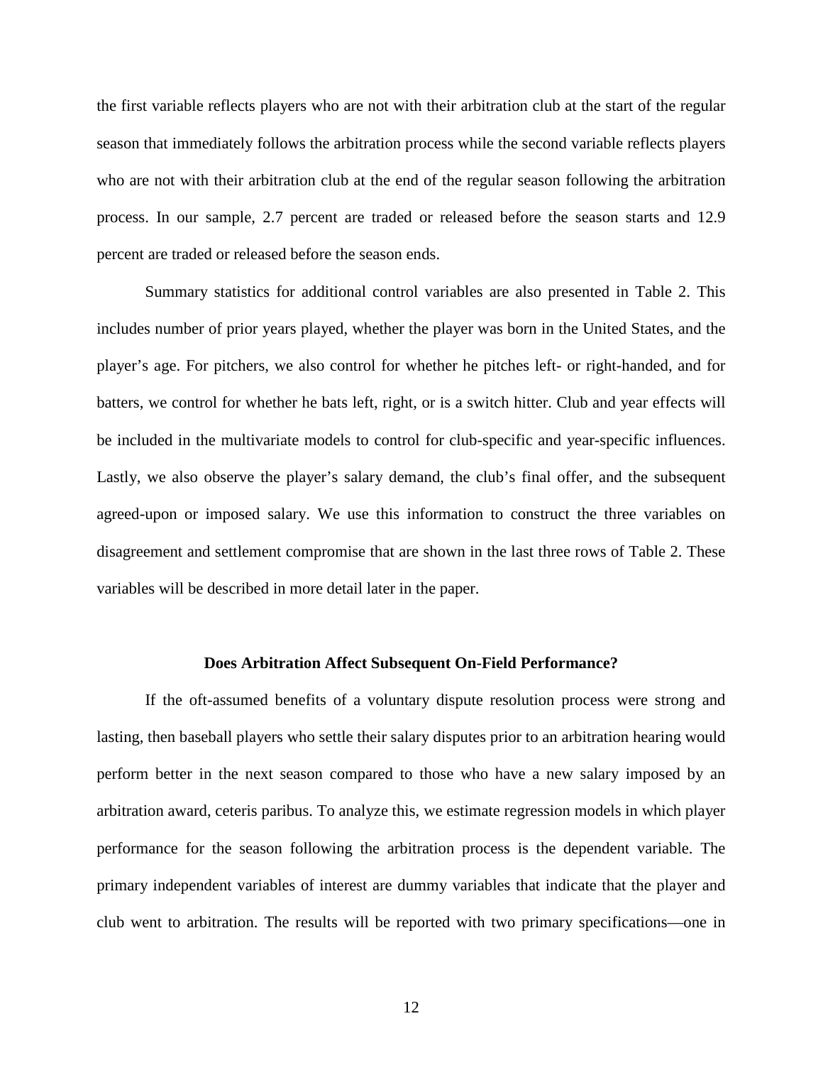the first variable reflects players who are not with their arbitration club at the start of the regular season that immediately follows the arbitration process while the second variable reflects players who are not with their arbitration club at the end of the regular season following the arbitration process. In our sample, 2.7 percent are traded or released before the season starts and 12.9 percent are traded or released before the season ends.

Summary statistics for additional control variables are also presented in Table 2. This includes number of prior years played, whether the player was born in the United States, and the player's age. For pitchers, we also control for whether he pitches left- or right-handed, and for batters, we control for whether he bats left, right, or is a switch hitter. Club and year effects will be included in the multivariate models to control for club-specific and year-specific influences. Lastly, we also observe the player's salary demand, the club's final offer, and the subsequent agreed-upon or imposed salary. We use this information to construct the three variables on disagreement and settlement compromise that are shown in the last three rows of Table 2. These variables will be described in more detail later in the paper.

## Does Arbitration Affect Subsequent On-Field Performance?

If the oft-assumed benefits of a voluntary dispute resolution process were strong and lasting, then baseball players who settle their salary disputes prior to an arbitration hearing would perform better in the next season compared to those who have a new salary imposed by an arbitration award, ceteris paribus. To analyze this, we estimate regression models in which player performance for the season following the arbitration process is the dependent variable. The primary independent variables of interest are dummy variables that indicate that the player and club went to arbitration. The results will be reported with two primary specifications—one in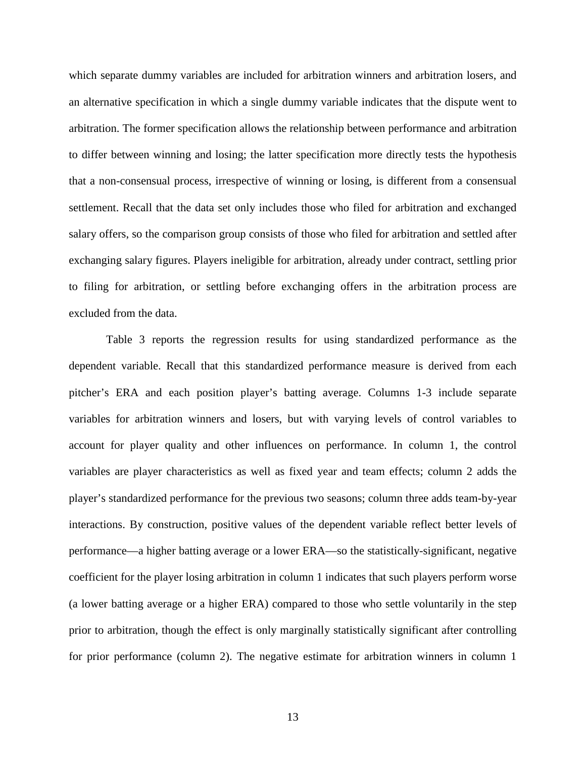which separate dummy variables are included for arbitration winners and arbitration losers, and an alternative specification in which a single dummy variable indicates that the dispute went to arbitration. The former specification allows the relationship between performance and arbitration to differ between winning and losing; the latter specification more directly tests the hypothesis that a non-consensual process, irrespective of winning or losing, is different from a consensual settlement. Recall that the data set only includes those who filed for arbitration and exchanged salary offers, so the comparison group consists of those who filed for arbitration and settled after exchanging salary figures. Players ineligible for arbitration, already under contract, settling prior to filing for arbitration, or settling before exchanging offers in the arbitration process are excluded from the data.

Table 3 reports the regression results for using standardized performance as the dependent variable. Recall that this standardized performance measure is derived from each pitcher's ERA and each position player's batting average. Columns 1-3 include separate variables for arbitration winners and losers, but with varying levels of control variables to account for player quality and other influences on performance. In column 1, the control variables are player characteristics as well as fixed year and team effects; column 2 adds the player's standardized performance for the previous two seasons; column three adds team-by-year interactions. By construction, positive values of the dependent variable reflect better levels of performance—a higher batting average or a lower ERA—so the statistically-significant, negative coefficient for the player losing arbitration in column 1 indicates that such players perform worse (a lower batting average or a higher ERA) compared to those who settle voluntarily in the step prior to arbitration, though the effect is only marginally statistically significant after controlling for prior performance (column 2). The negative estimate for arbitration winners in column 1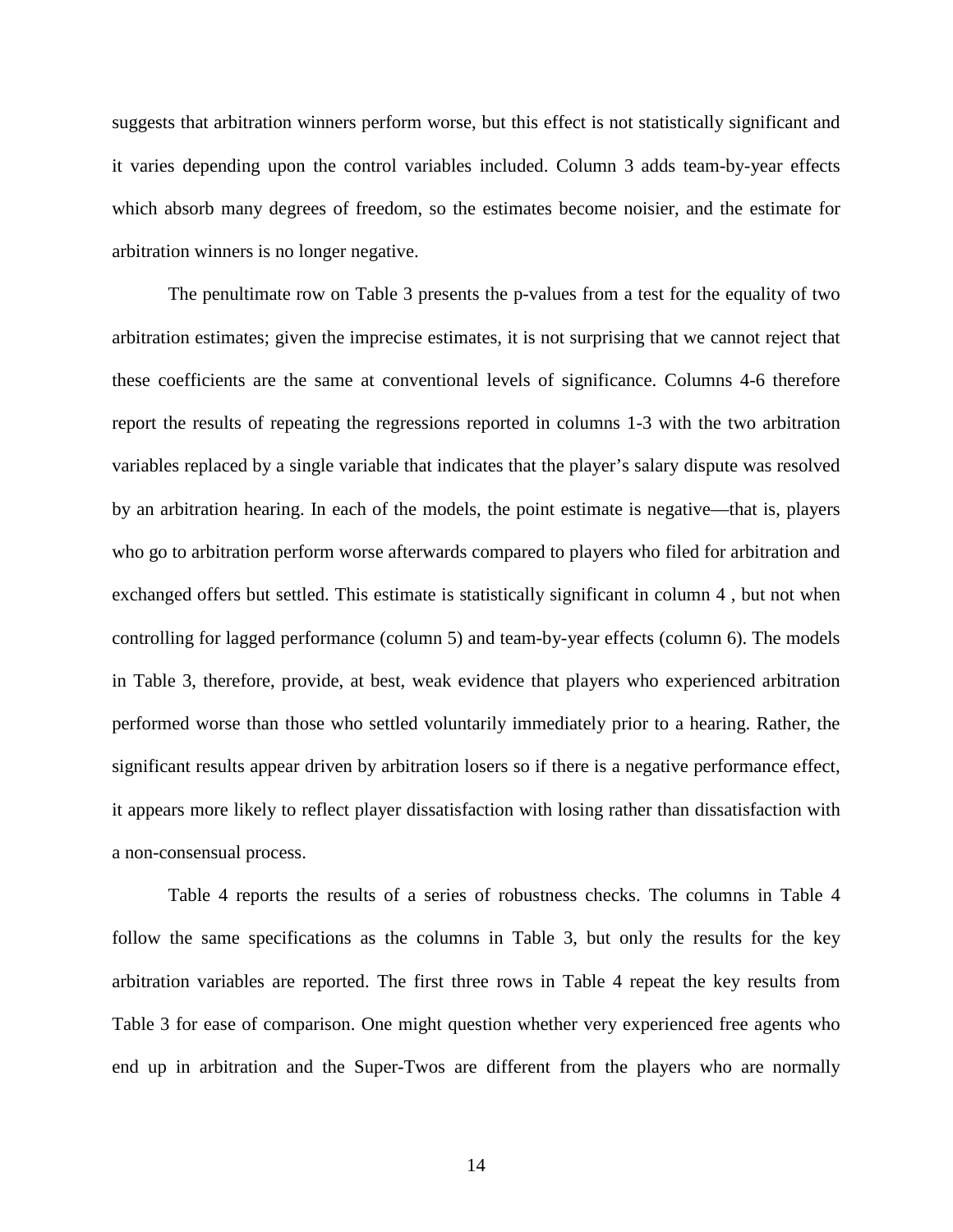suggests that arbitration winners perform worse, but this effect is not statistically significant and it varies depending upon the control variables included. Column 3 adds team-by-year effects which absorb many degrees of freedom, so the estimates become noisier, and the estimate for arbitration winners is no longer negative.

The penultimate row on Table 3 presents the p-values from a test for the equality of two arbitration estimates; given the imprecise estimates, it is not surprising that we cannot reject that these coefficients are the same at conventional levels of significance. Columns 4-6 therefore report the results of repeating the regressions reported in columns 1-3 with the two arbitration variables replaced by a single variable that indicates that the player's salary dispute was resolved by an arbitration hearing. In each of the models, the point estimate is negative—that is, players who go to arbitration perform worse afterwards compared to players who filed for arbitration and exchanged offers but settled. This estimate is statistically significant in column 4 , but not when controlling for lagged performance (column 5) and team-by-year effects (column 6). The models in Table 3, therefore, provide, at best, weak evidence that players who experienced arbitration performed worse than those who settled voluntarily immediately prior to a hearing. Rather, the significant results appear driven by arbitration losers so if there is a negative performance effect, it appears more likely to reflect player dissatisfaction with losing rather than dissatisfaction with a non-consensual process.

Table 4 reports the results of a series of robustness checks. The columns in Table 4 follow the same specifications as the columns in Table 3, but only the results for the key arbitration variables are reported. The first three rows in Table 4 repeat the key results from Table 3 for ease of comparison. One might question whether very experienced free agents who end up in arbitration and the Super-Twos are different from the players who are normally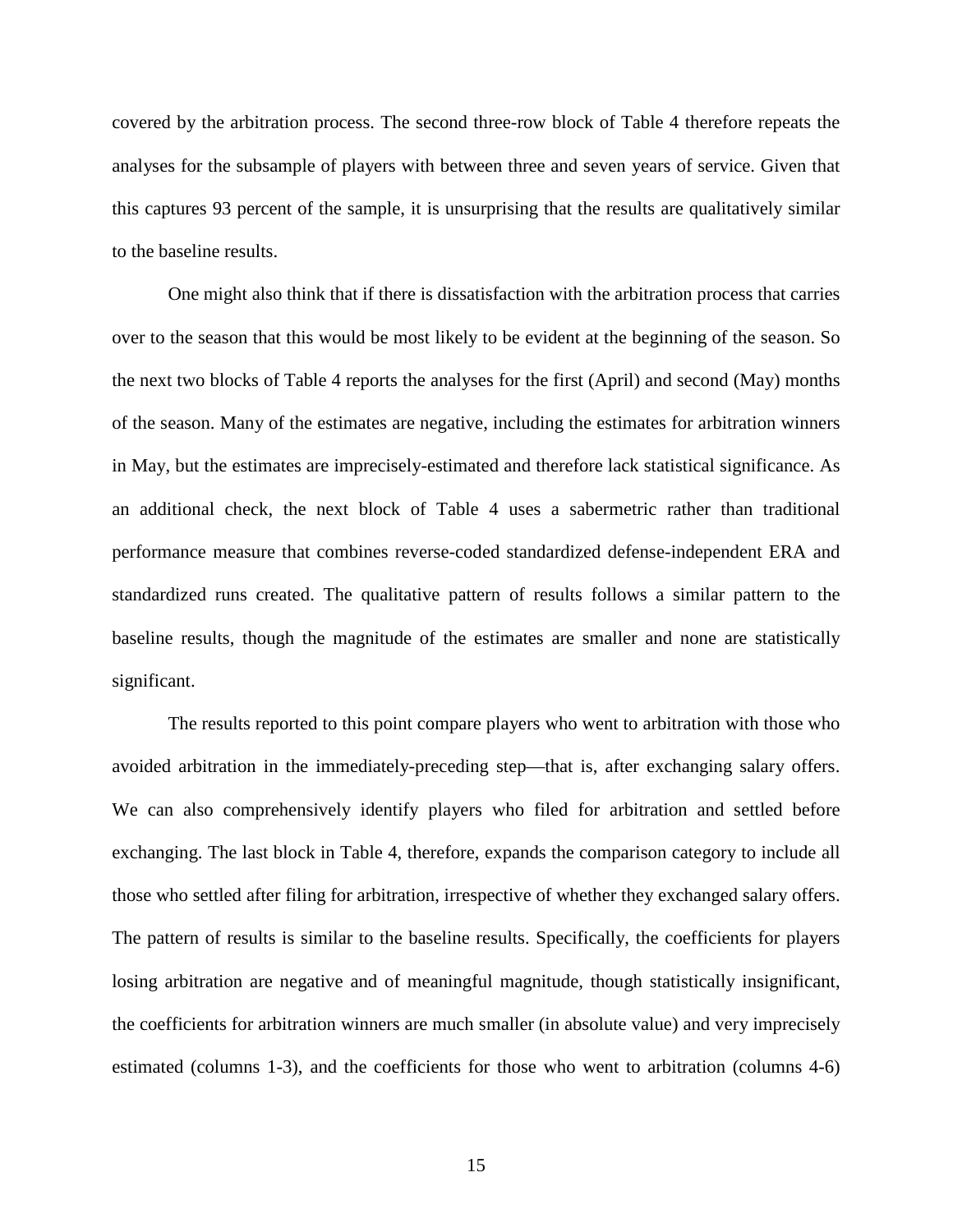covered by the arbitration process. The second three-row block of Table 4 therefore repeats the analyses for the subsample of players with between three and seven years of service. Given that this captures 93 percent of the sample, it is unsurprising that the results are qualitatively similar to the baseline results.

One might also think that if there is dissatisfaction with the arbitration process that carries over to the season that this would be most likely to be evident at the beginning of the season. So the next two blocks of Table 4 reports the analyses for the first (April) and second (May) months of the season. Many of the estimates are negative, including the estimates for arbitration winners in May, but the estimates are imprecisely-estimated and therefore lack statistical significance. As an additional check, the next block of Table 4 uses a sabermetric rather than traditional performance measure that combines reverse-coded standardized defense-independent ERA and standardized runs created. The qualitative pattern of results follows a similar pattern to the baseline results, though the magnitude of the estimates are smaller and none are statistically significant.

The results reported to this point compare players who went to arbitration with those who avoided arbitration in the immediately-preceding step—that is, after exchanging salary offers. We can also comprehensively identify players who filed for arbitration and settled before exchanging. The last block in Table 4, therefore, expands the comparison category to include all those who settled after filing for arbitration, irrespective of whether they exchanged salary offers. The pattern of results is similar to the baseline results. Specifically, the coefficients for players losing arbitration are negative and of meaningful magnitude, though statistically insignificant, the coefficients for arbitration winners are much smaller (in absolute value) and very imprecisely estimated (columns 1-3), and the coefficients for those who went to arbitration (columns 4-6)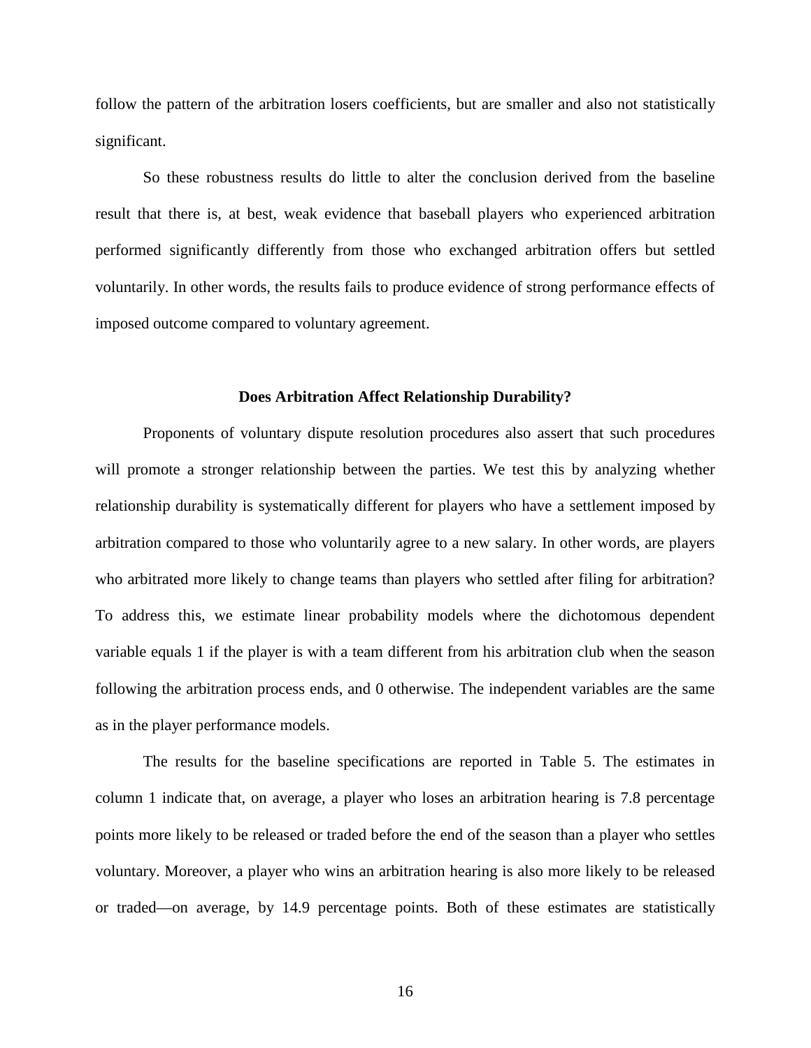follow the pattern of the arbitration losers coefficients, but are smaller and also not statistically significant.

So these robustness results do little to alter the conclusion derived from the baseline result that there is, at best, weak evidence that baseball players who experienced arbitration performed significantly differently from those who exchanged arbitration offers but settled voluntarily. In other words, the results fails to produce evidence of strong performance effects of imposed outcome compared to voluntary agreement.

### Does Arbitration Affect Relationship Durability?

Proponents of voluntary dispute resolution procedures also assert that such procedures will promote a stronger relationship between the parties. We test this by analyzing whether relationship durability is systematically different for players who have a settlement imposed by arbitration compared to those who voluntarily agree to a new salary. In other words, are players who arbitrated more likely to change teams than players who settled after filing for arbitration? To address this, we estimate linear probability models where the dichotomous dependent variable equals 1 if the player is with a team different from his arbitration club when the season following the arbitration process ends, and 0 otherwise. The independent variables are the same as in the player performance models.

The results for the baseline specifications are reported in Table 5. The estimates in column 1 indicate that, on average, a player who loses an arbitration hearing is 7.8 percentage points more likely to be released or traded before the end of the season than a player who settles voluntary. Moreover, a player who wins an arbitration hearing is also more likely to be released or traded—on average, by 14.9 percentage points. Both of these estimates are statistically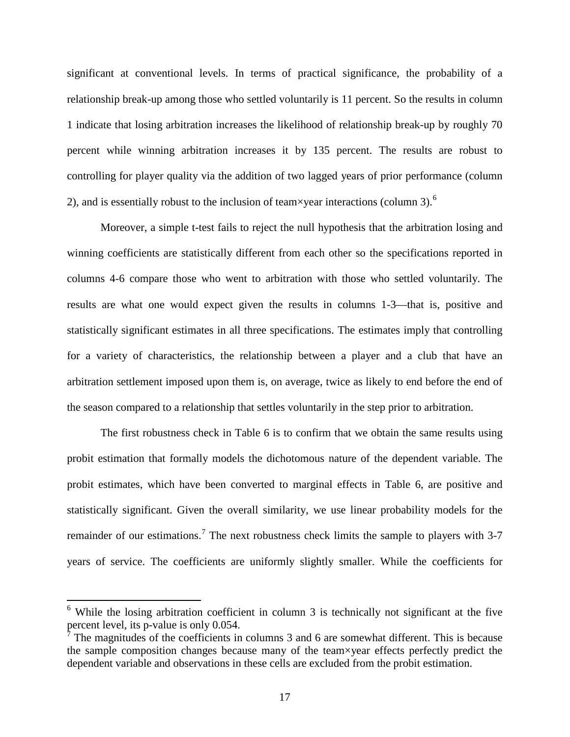significant at conventional levels. In terms of practical significance, the probability of a relationship break-up among those who settled voluntarily is 11 percent. So the results in column 1 indicate that losing arbitration increases the likelihood of relationship break-up by roughly 70 percent while winning arbitration increases it by 135 percent. The results are robust to controlling for player quality via the addition of two lagged years of prior performance (column 2), and is essentially robust to the inclusion of team×year interactions (column 3).[6]

Moreover, a simple t-test fails to reject the null hypothesis that the arbitration losing and winning coefficients are statistically different from each other so the specifications reported in columns 4-6 compare those who went to arbitration with those who settled voluntarily. The results are what one would expect given the results in columns 1-3—that is, positive and statistically significant estimates in all three specifications. The estimates imply that controlling for a variety of characteristics, the relationship between a player and a club that have an arbitration settlement imposed upon them is, on average, twice as likely to end before the end of the season compared to a relationship that settles voluntarily in the step prior to arbitration.

The first robustness check in Table 6 is to confirm that we obtain the same results using probit estimation that formally models the dichotomous nature of the dependent variable. The probit estimates, which have been converted to marginal effects in Table 6, are positive and statistically significant. Given the overall similarity, we use linear probability models for the remainder of our estimations.[7] The next robustness check limits the sample to players with 3-7 years of service. The coefficients are uniformly slightly smaller. While the coefficients for

[6] While the losing arbitration coefficient in column 3 is technically not significant at the five percent level, its p-value is only 0.054.

[7] The magnitudes of the coefficients in columns 3 and 6 are somewhat different. This is because the sample composition changes because many of the team×year effects perfectly predict the dependent variable and observations in these cells are excluded from the probit estimation.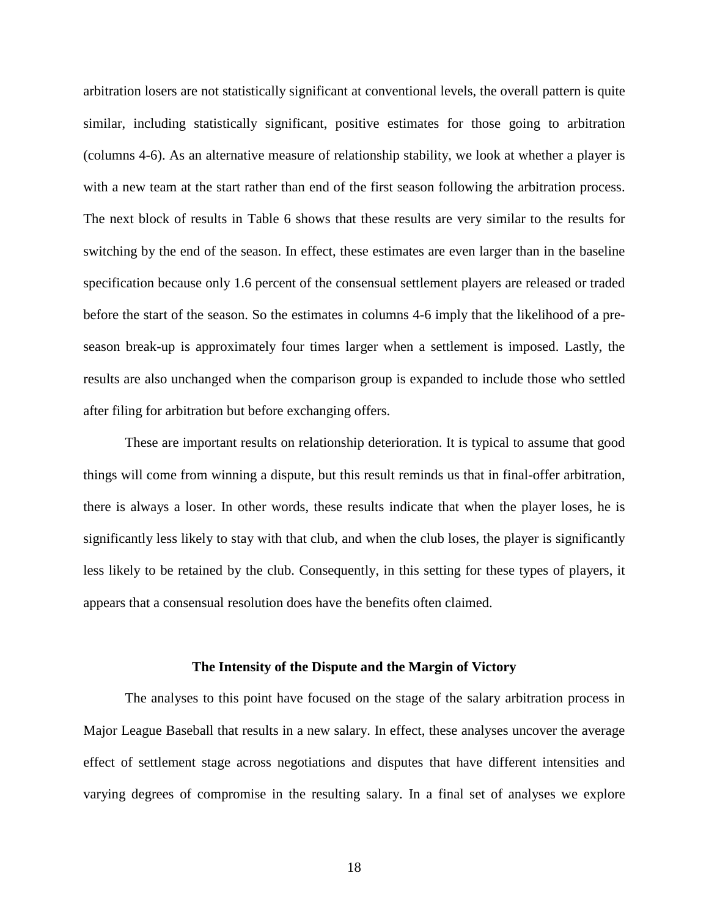arbitration losers are not statistically significant at conventional levels, the overall pattern is quite similar, including statistically significant, positive estimates for those going to arbitration (columns 4-6). As an alternative measure of relationship stability, we look at whether a player is with a new team at the start rather than end of the first season following the arbitration process. The next block of results in Table 6 shows that these results are very similar to the results for switching by the end of the season. In effect, these estimates are even larger than in the baseline specification because only 1.6 percent of the consensual settlement players are released or traded before the start of the season. So the estimates in columns 4-6 imply that the likelihood of a pre-season break-up is approximately four times larger when a settlement is imposed. Lastly, the results are also unchanged when the comparison group is expanded to include those who settled after filing for arbitration but before exchanging offers.

These are important results on relationship deterioration. It is typical to assume that good things will come from winning a dispute, but this result reminds us that in final-offer arbitration, there is always a loser. In other words, these results indicate that when the player loses, he is significantly less likely to stay with that club, and when the club loses, the player is significantly less likely to be retained by the club. Consequently, in this setting for these types of players, it appears that a consensual resolution does have the benefits often claimed.

### The Intensity of the Dispute and the Margin of Victory

The analyses to this point have focused on the stage of the salary arbitration process in Major League Baseball that results in a new salary. In effect, these analyses uncover the average effect of settlement stage across negotiations and disputes that have different intensities and varying degrees of compromise in the resulting salary. In a final set of analyses we explore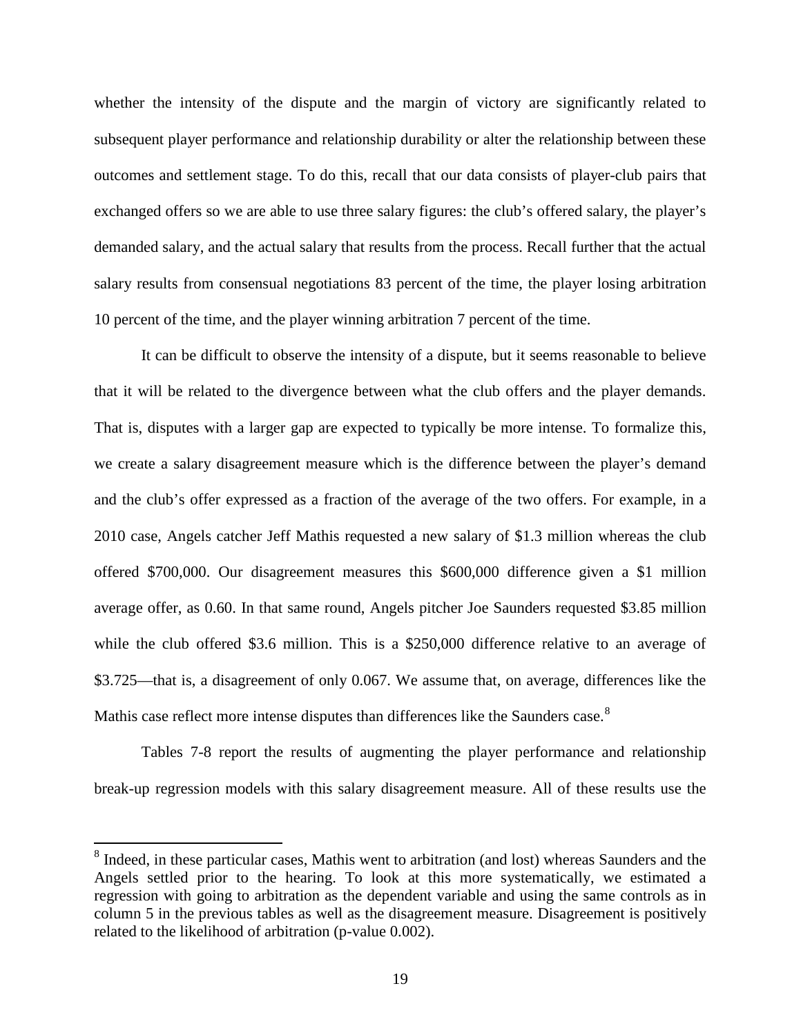whether the intensity of the dispute and the margin of victory are significantly related to subsequent player performance and relationship durability or alter the relationship between these outcomes and settlement stage. To do this, recall that our data consists of player-club pairs that exchanged offers so we are able to use three salary figures: the club's offered salary, the player's demanded salary, and the actual salary that results from the process. Recall further that the actual salary results from consensual negotiations 83 percent of the time, the player losing arbitration 10 percent of the time, and the player winning arbitration 7 percent of the time.

It can be difficult to observe the intensity of a dispute, but it seems reasonable to believe that it will be related to the divergence between what the club offers and the player demands. That is, disputes with a larger gap are expected to typically be more intense. To formalize this, we create a salary disagreement measure which is the difference between the player's demand and the club's offer expressed as a fraction of the average of the two offers. For example, in a 2010 case, Angels catcher Jeff Mathis requested a new salary of \$1.3 million whereas the club offered \$700,000. Our disagreement measures this \$600,000 difference given a \$1 million average offer, as 0.60. In that same round, Angels pitcher Joe Saunders requested \$3.85 million while the club offered \$3.6 million. This is a \$250,000 difference relative to an average of \$3.725—that is, a disagreement of only 0.067. We assume that, on average, differences like the Mathis case reflect more intense disputes than differences like the Saunders case.[8]

Tables 7-8 report the results of augmenting the player performance and relationship break-up regression models with this salary disagreement measure. All of these results use the

[8] Indeed, in these particular cases, Mathis went to arbitration (and lost) whereas Saunders and the Angels settled prior to the hearing. To look at this more systematically, we estimated a regression with going to arbitration as the dependent variable and using the same controls as in column 5 in the previous tables as well as the disagreement measure. Disagreement is positively related to the likelihood of arbitration (p-value 0.002).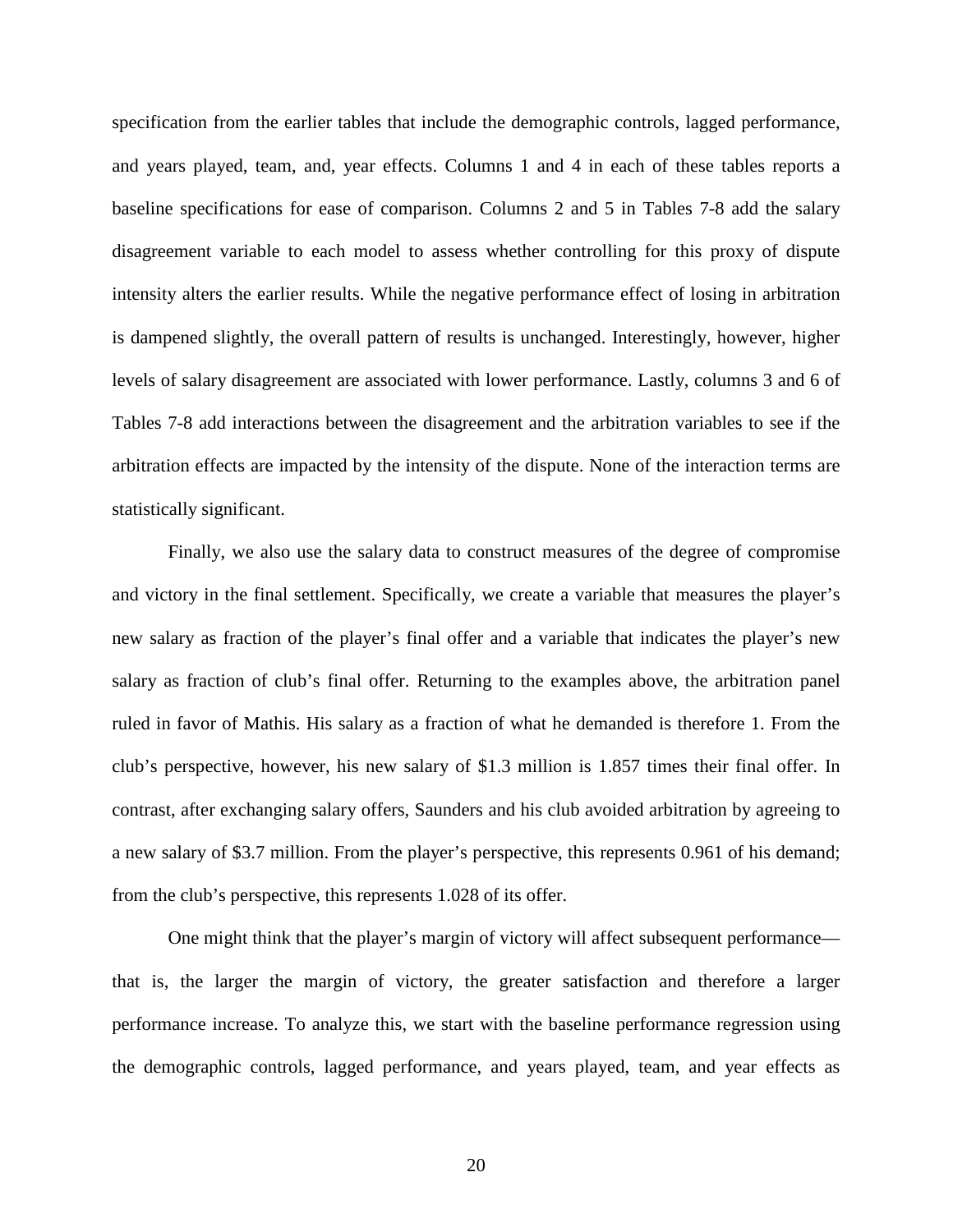specification from the earlier tables that include the demographic controls, lagged performance, and years played, team, and, year effects. Columns 1 and 4 in each of these tables reports a baseline specifications for ease of comparison. Columns 2 and 5 in Tables 7-8 add the salary disagreement variable to each model to assess whether controlling for this proxy of dispute intensity alters the earlier results. While the negative performance effect of losing in arbitration is dampened slightly, the overall pattern of results is unchanged. Interestingly, however, higher levels of salary disagreement are associated with lower performance. Lastly, columns 3 and 6 of Tables 7-8 add interactions between the disagreement and the arbitration variables to see if the arbitration effects are impacted by the intensity of the dispute. None of the interaction terms are statistically significant.

Finally, we also use the salary data to construct measures of the degree of compromise and victory in the final settlement. Specifically, we create a variable that measures the player's new salary as fraction of the player's final offer and a variable that indicates the player's new salary as fraction of club's final offer. Returning to the examples above, the arbitration panel ruled in favor of Mathis. His salary as a fraction of what he demanded is therefore 1. From the club's perspective, however, his new salary of $1.3 million is 1.857 times their final offer. In contrast, after exchanging salary offers, Saunders and his club avoided arbitration by agreeing to a new salary of $3.7 million. From the player's perspective, this represents 0.961 of his demand; from the club's perspective, this represents 1.028 of its offer.

One might think that the player's margin of victory will affect subsequent performance—that is, the larger the margin of victory, the greater satisfaction and therefore a larger performance increase. To analyze this, we start with the baseline performance regression using the demographic controls, lagged performance, and years played, team, and year effects as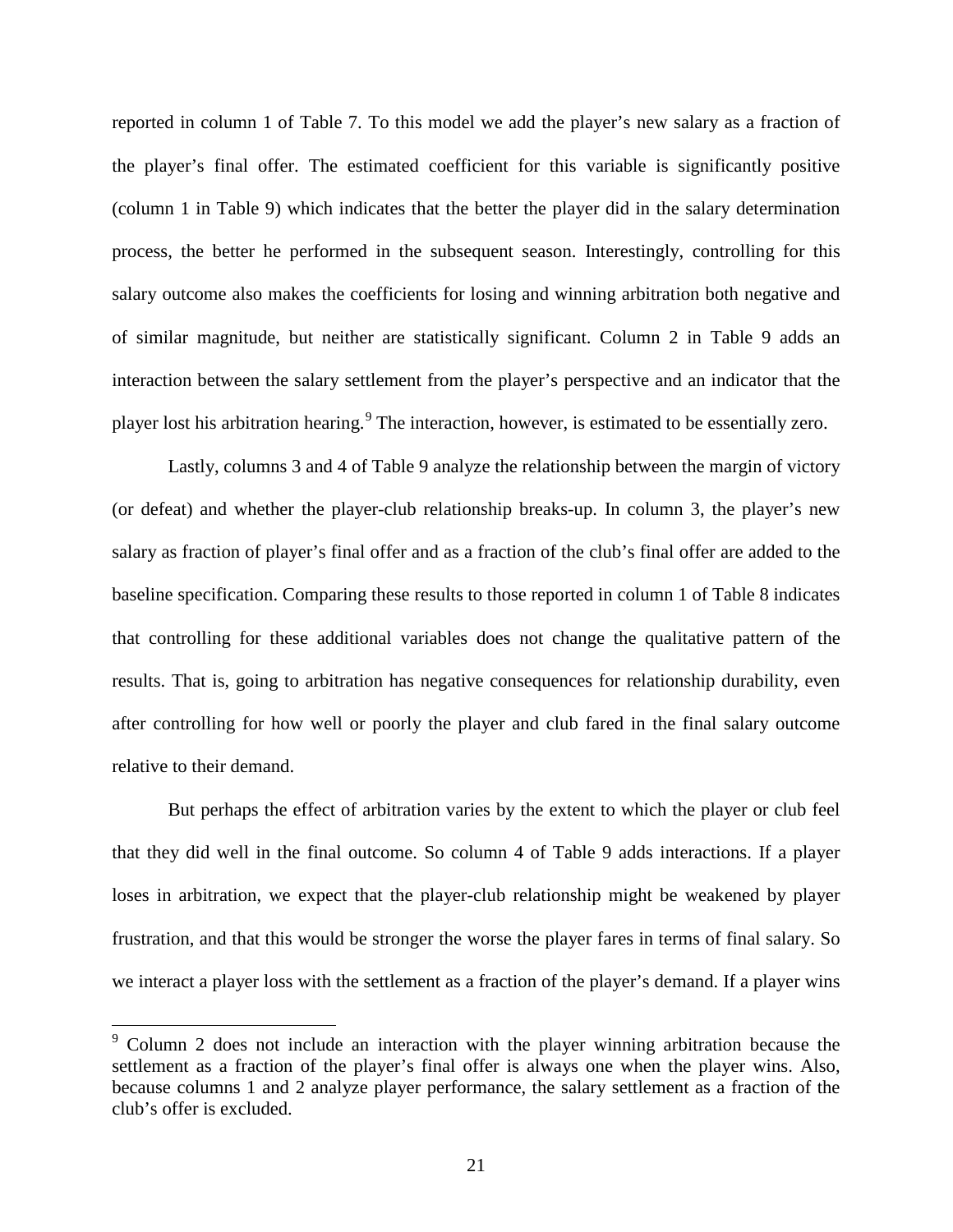reported in column 1 of Table 7. To this model we add the player's new salary as a fraction of the player's final offer. The estimated coefficient for this variable is significantly positive (column 1 in Table 9) which indicates that the better the player did in the salary determination process, the better he performed in the subsequent season. Interestingly, controlling for this salary outcome also makes the coefficients for losing and winning arbitration both negative and of similar magnitude, but neither are statistically significant. Column 2 in Table 9 adds an interaction between the salary settlement from the player's perspective and an indicator that the player lost his arbitration hearing.[9] The interaction, however, is estimated to be essentially zero.

Lastly, columns 3 and 4 of Table 9 analyze the relationship between the margin of victory (or defeat) and whether the player-club relationship breaks-up. In column 3, the player's new salary as fraction of player's final offer and as a fraction of the club's final offer are added to the baseline specification. Comparing these results to those reported in column 1 of Table 8 indicates that controlling for these additional variables does not change the qualitative pattern of the results. That is, going to arbitration has negative consequences for relationship durability, even after controlling for how well or poorly the player and club fared in the final salary outcome relative to their demand.

But perhaps the effect of arbitration varies by the extent to which the player or club feel that they did well in the final outcome. So column 4 of Table 9 adds interactions. If a player loses in arbitration, we expect that the player-club relationship might be weakened by player frustration, and that this would be stronger the worse the player fares in terms of final salary. So we interact a player loss with the settlement as a fraction of the player's demand. If a player wins

[9] Column 2 does not include an interaction with the player winning arbitration because the settlement as a fraction of the player's final offer is always one when the player wins. Also, because columns 1 and 2 analyze player performance, the salary settlement as a fraction of the club's offer is excluded.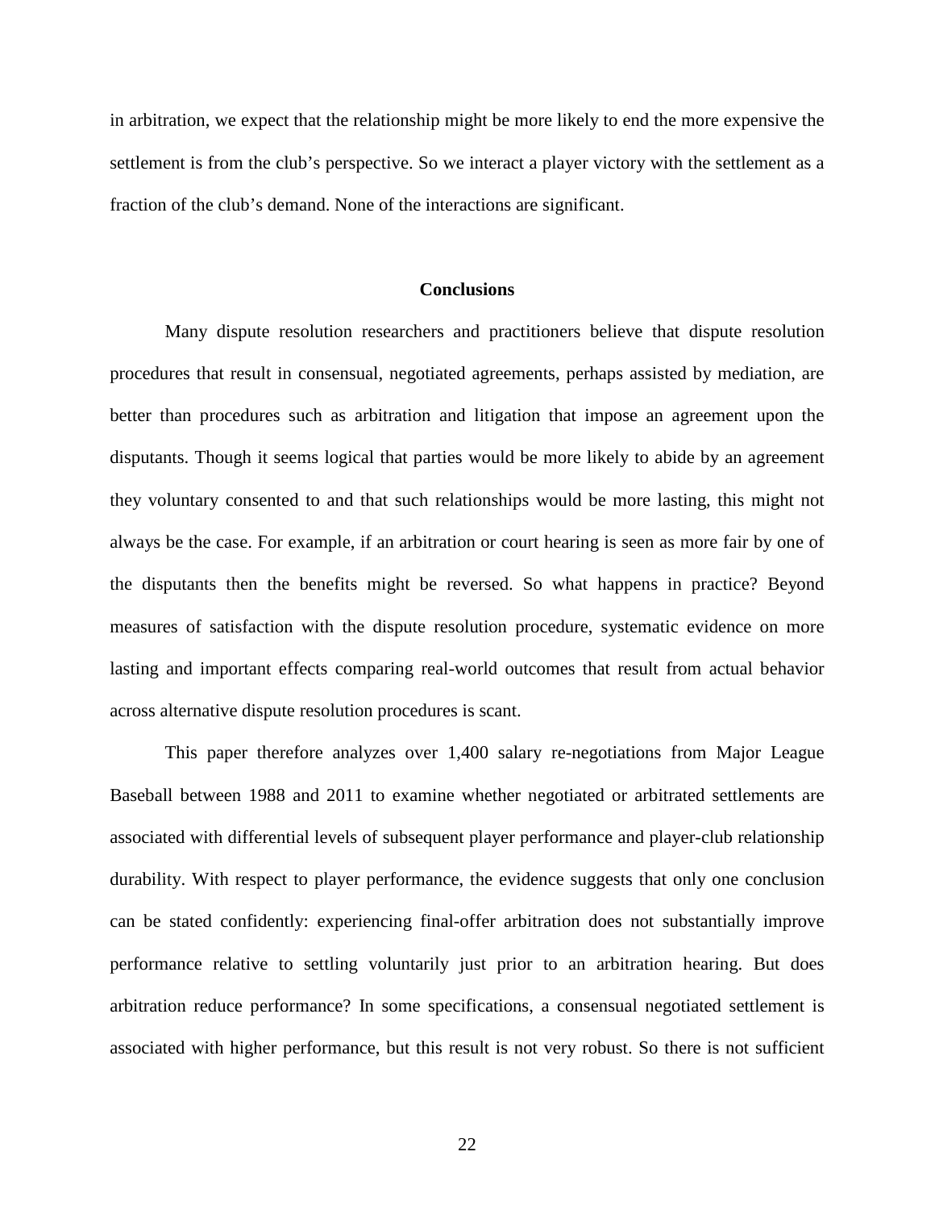in arbitration, we expect that the relationship might be more likely to end the more expensive the settlement is from the club's perspective. So we interact a player victory with the settlement as a fraction of the club's demand. None of the interactions are significant.

## Conclusions

Many dispute resolution researchers and practitioners believe that dispute resolution procedures that result in consensual, negotiated agreements, perhaps assisted by mediation, are better than procedures such as arbitration and litigation that impose an agreement upon the disputants. Though it seems logical that parties would be more likely to abide by an agreement they voluntary consented to and that such relationships would be more lasting, this might not always be the case. For example, if an arbitration or court hearing is seen as more fair by one of the disputants then the benefits might be reversed. So what happens in practice? Beyond measures of satisfaction with the dispute resolution procedure, systematic evidence on more lasting and important effects comparing real-world outcomes that result from actual behavior across alternative dispute resolution procedures is scant.

This paper therefore analyzes over 1,400 salary re-negotiations from Major League Baseball between 1988 and 2011 to examine whether negotiated or arbitrated settlements are associated with differential levels of subsequent player performance and player-club relationship durability. With respect to player performance, the evidence suggests that only one conclusion can be stated confidently: experiencing final-offer arbitration does not substantially improve performance relative to settling voluntarily just prior to an arbitration hearing. But does arbitration reduce performance? In some specifications, a consensual negotiated settlement is associated with higher performance, but this result is not very robust. So there is not sufficient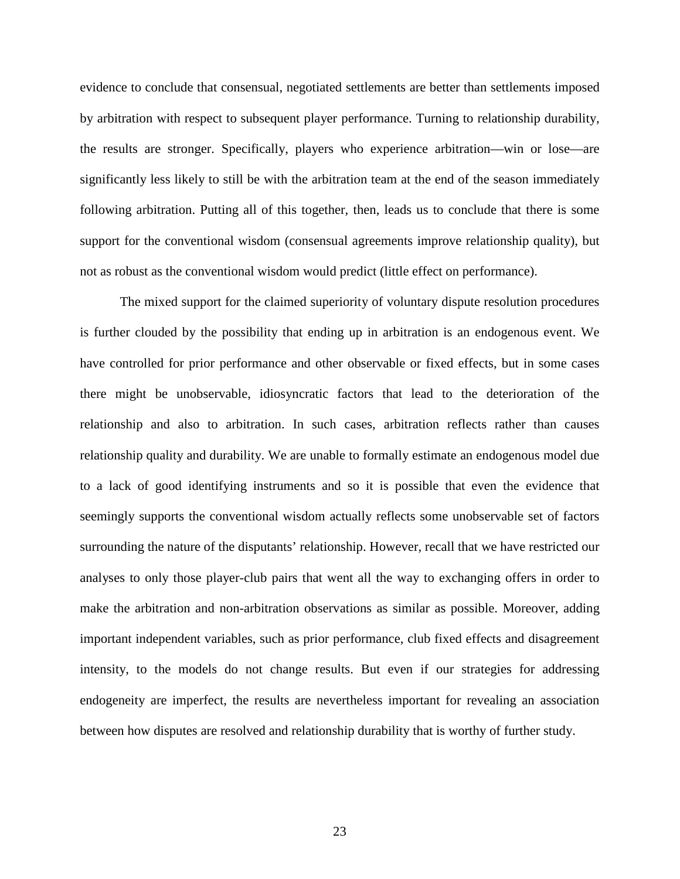evidence to conclude that consensual, negotiated settlements are better than settlements imposed by arbitration with respect to subsequent player performance. Turning to relationship durability, the results are stronger. Specifically, players who experience arbitration—win or lose—are significantly less likely to still be with the arbitration team at the end of the season immediately following arbitration. Putting all of this together, then, leads us to conclude that there is some support for the conventional wisdom (consensual agreements improve relationship quality), but not as robust as the conventional wisdom would predict (little effect on performance).

The mixed support for the claimed superiority of voluntary dispute resolution procedures is further clouded by the possibility that ending up in arbitration is an endogenous event. We have controlled for prior performance and other observable or fixed effects, but in some cases there might be unobservable, idiosyncratic factors that lead to the deterioration of the relationship and also to arbitration. In such cases, arbitration reflects rather than causes relationship quality and durability. We are unable to formally estimate an endogenous model due to a lack of good identifying instruments and so it is possible that even the evidence that seemingly supports the conventional wisdom actually reflects some unobservable set of factors surrounding the nature of the disputants' relationship. However, recall that we have restricted our analyses to only those player-club pairs that went all the way to exchanging offers in order to make the arbitration and non-arbitration observations as similar as possible. Moreover, adding important independent variables, such as prior performance, club fixed effects and disagreement intensity, to the models do not change results. But even if our strategies for addressing endogeneity are imperfect, the results are nevertheless important for revealing an association between how disputes are resolved and relationship durability that is worthy of further study.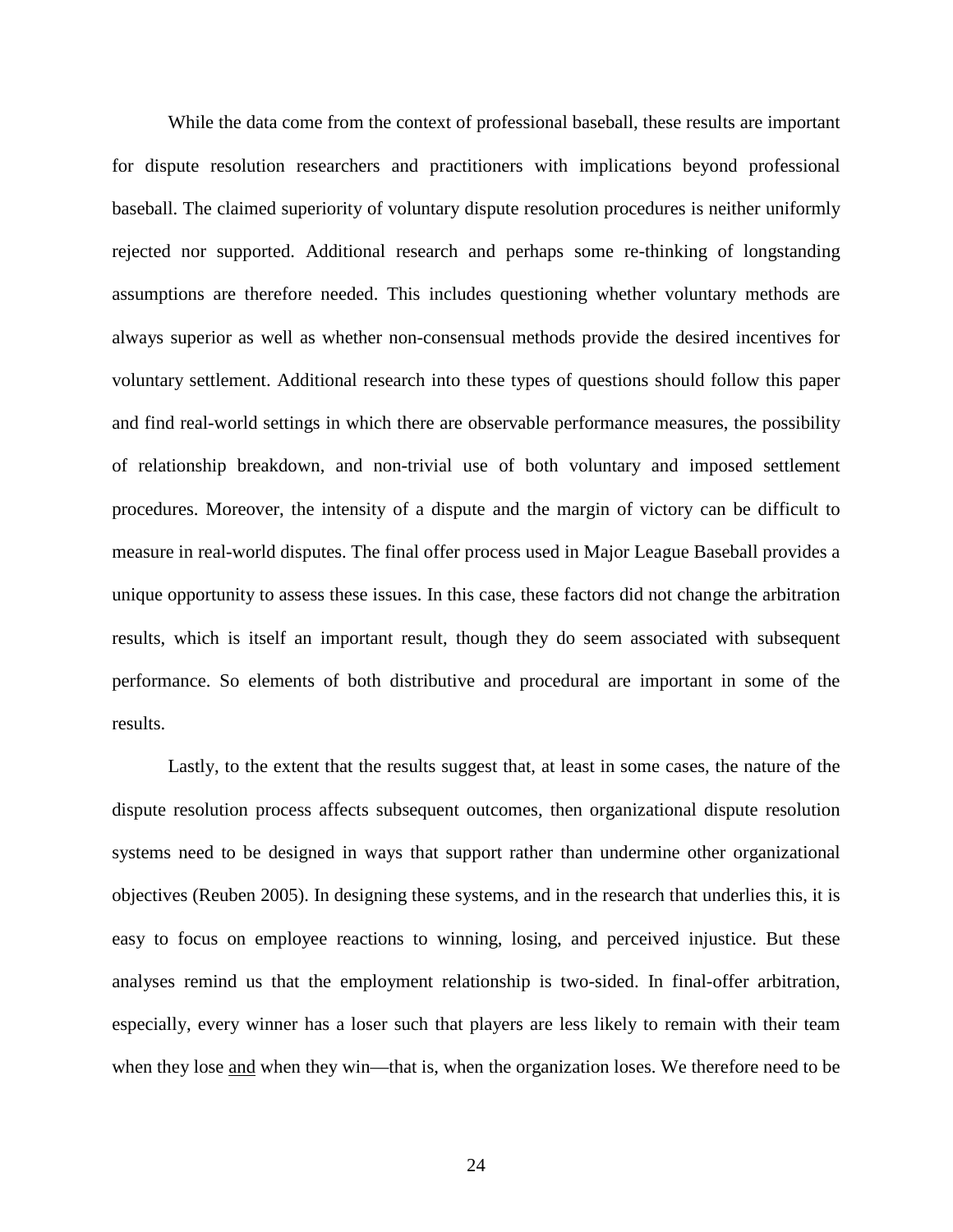While the data come from the context of professional baseball, these results are important for dispute resolution researchers and practitioners with implications beyond professional baseball. The claimed superiority of voluntary dispute resolution procedures is neither uniformly rejected nor supported. Additional research and perhaps some re-thinking of longstanding assumptions are therefore needed. This includes questioning whether voluntary methods are always superior as well as whether non-consensual methods provide the desired incentives for voluntary settlement. Additional research into these types of questions should follow this paper and find real-world settings in which there are observable performance measures, the possibility of relationship breakdown, and non-trivial use of both voluntary and imposed settlement procedures. Moreover, the intensity of a dispute and the margin of victory can be difficult to measure in real-world disputes. The final offer process used in Major League Baseball provides a unique opportunity to assess these issues. In this case, these factors did not change the arbitration results, which is itself an important result, though they do seem associated with subsequent performance. So elements of both distributive and procedural are important in some of the results.

Lastly, to the extent that the results suggest that, at least in some cases, the nature of the dispute resolution process affects subsequent outcomes, then organizational dispute resolution systems need to be designed in ways that support rather than undermine other organizational objectives (Reuben 2005). In designing these systems, and in the research that underlies this, it is easy to focus on employee reactions to winning, losing, and perceived injustice. But these analyses remind us that the employment relationship is two-sided. In final-offer arbitration, especially, every winner has a loser such that players are less likely to remain with their team when they lose <u>and</u> when they win—that is, when the organization loses. We therefore need to be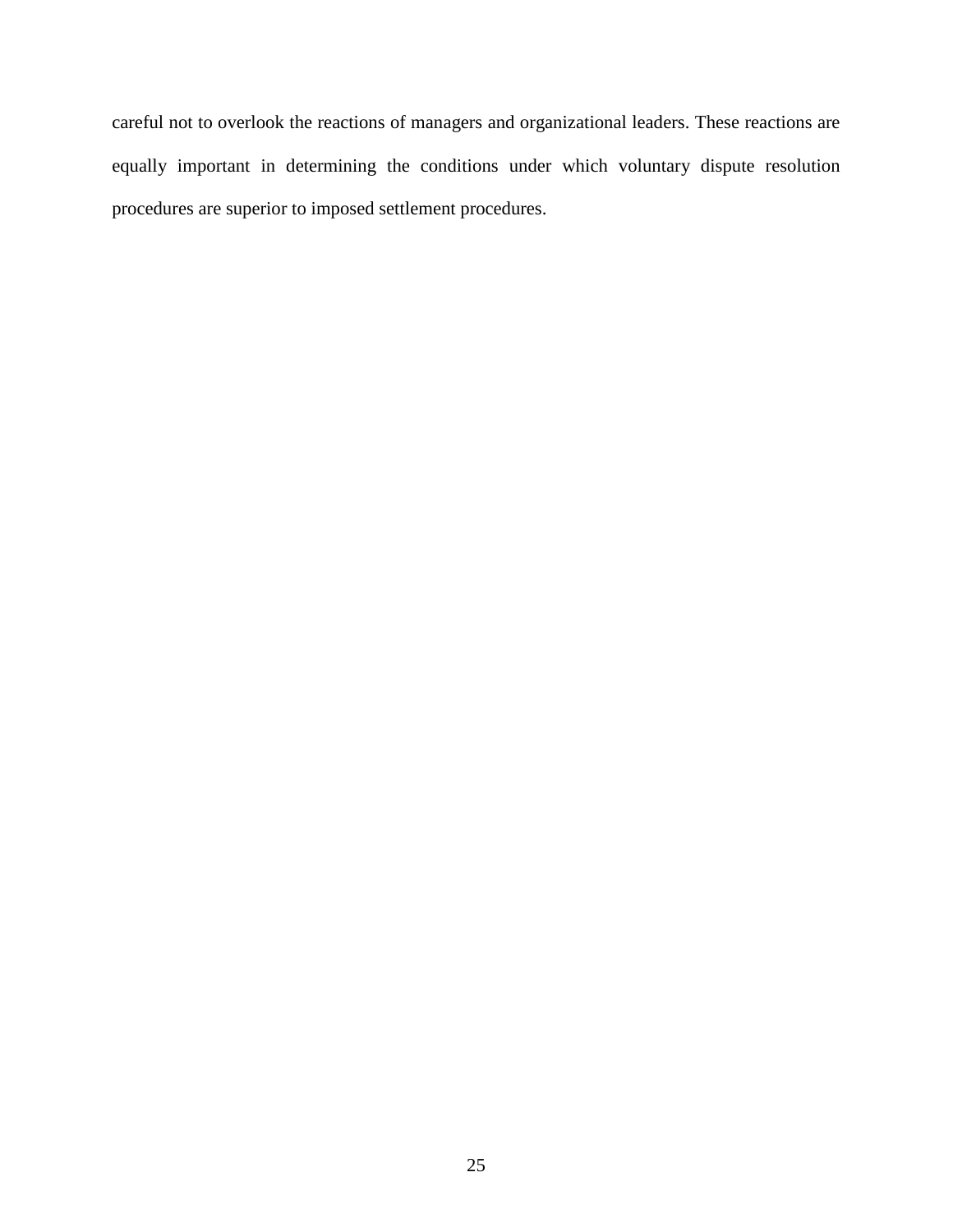careful not to overlook the reactions of managers and organizational leaders. These reactions are equally important in determining the conditions under which voluntary dispute resolution procedures are superior to imposed settlement procedures.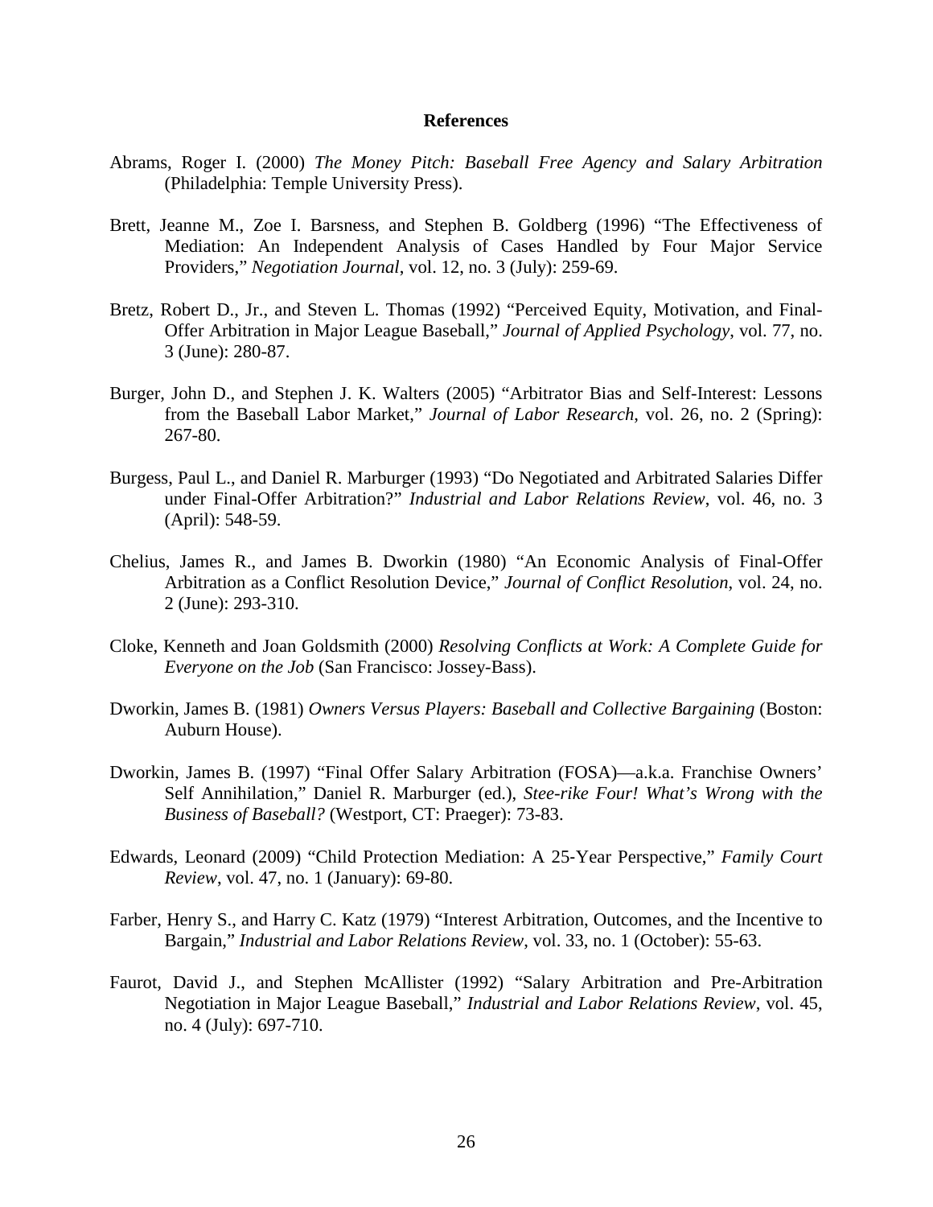# References

Abrams, Roger I. (2000) *The Money Pitch: Baseball Free Agency and Salary Arbitration* (Philadelphia: Temple University Press).

Brett, Jeanne M., Zoe I. Barsness, and Stephen B. Goldberg (1996) "The Effectiveness of Mediation: An Independent Analysis of Cases Handled by Four Major Service Providers," *Negotiation Journal*, vol. 12, no. 3 (July): 259-69.

Bretz, Robert D., Jr., and Steven L. Thomas (1992) "Perceived Equity, Motivation, and Final-Offer Arbitration in Major League Baseball," *Journal of Applied Psychology*, vol. 77, no. 3 (June): 280-87.

Burger, John D., and Stephen J. K. Walters (2005) "Arbitrator Bias and Self-Interest: Lessons from the Baseball Labor Market," *Journal of Labor Research*, vol. 26, no. 2 (Spring): 267-80.

Burgess, Paul L., and Daniel R. Marburger (1993) "Do Negotiated and Arbitrated Salaries Differ under Final-Offer Arbitration?" *Industrial and Labor Relations Review*, vol. 46, no. 3 (April): 548-59.

Chelius, James R., and James B. Dworkin (1980) "An Economic Analysis of Final-Offer Arbitration as a Conflict Resolution Device," *Journal of Conflict Resolution*, vol. 24, no. 2 (June): 293-310.

Cloke, Kenneth and Joan Goldsmith (2000) *Resolving Conflicts at Work: A Complete Guide for Everyone on the Job* (San Francisco: Jossey-Bass).

Dworkin, James B. (1981) *Owners Versus Players: Baseball and Collective Bargaining* (Boston: Auburn House).

Dworkin, James B. (1997) "Final Offer Salary Arbitration (FOSA)—a.k.a. Franchise Owners' Self Annihilation," Daniel R. Marburger (ed.), *Stee-rike Four! What's Wrong with the Business of Baseball?* (Westport, CT: Praeger): 73-83.

Edwards, Leonard (2009) "Child Protection Mediation: A 25-Year Perspective," *Family Court Review*, vol. 47, no. 1 (January): 69-80.

Farber, Henry S., and Harry C. Katz (1979) "Interest Arbitration, Outcomes, and the Incentive to Bargain," *Industrial and Labor Relations Review*, vol. 33, no. 1 (October): 55-63.

Faurot, David J., and Stephen McAllister (1992) "Salary Arbitration and Pre-Arbitration Negotiation in Major League Baseball," *Industrial and Labor Relations Review*, vol. 45, no. 4 (July): 697-710.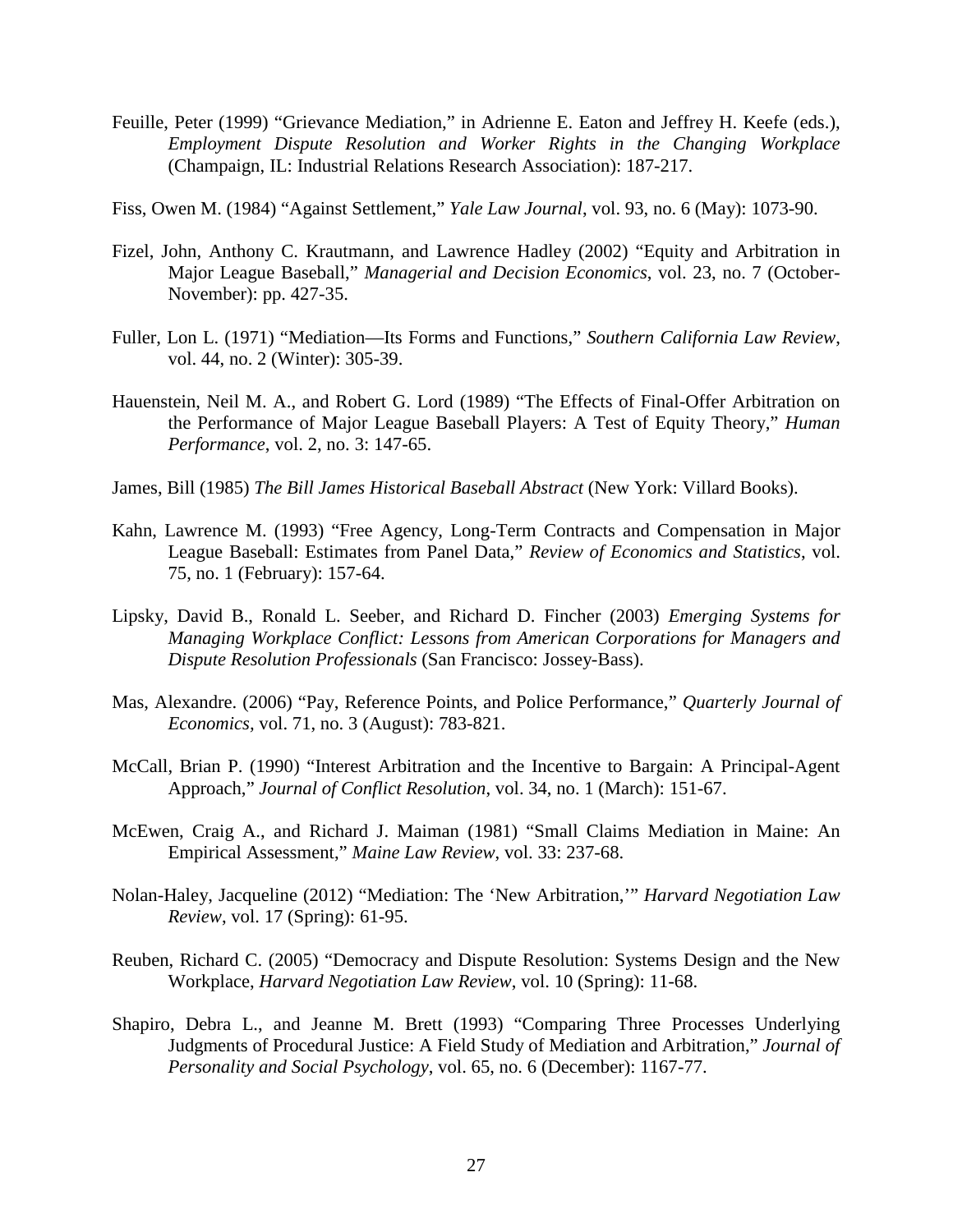Feuille, Peter (1999) "Grievance Mediation," in Adrienne E. Eaton and Jeffrey H. Keefe (eds.), *Employment Dispute Resolution and Worker Rights in the Changing Workplace* (Champaign, IL: Industrial Relations Research Association): 187-217.

Fiss, Owen M. (1984) "Against Settlement," *Yale Law Journal*, vol. 93, no. 6 (May): 1073-90.

Fizel, John, Anthony C. Krautmann, and Lawrence Hadley (2002) "Equity and Arbitration in Major League Baseball," *Managerial and Decision Economics*, vol. 23, no. 7 (October-November): pp. 427-35.

Fuller, Lon L. (1971) "Mediation—Its Forms and Functions," *Southern California Law Review*, vol. 44, no. 2 (Winter): 305-39.

Hauenstein, Neil M. A., and Robert G. Lord (1989) "The Effects of Final-Offer Arbitration on the Performance of Major League Baseball Players: A Test of Equity Theory," *Human Performance*, vol. 2, no. 3: 147-65.

James, Bill (1985) *The Bill James Historical Baseball Abstract* (New York: Villard Books).

Kahn, Lawrence M. (1993) "Free Agency, Long-Term Contracts and Compensation in Major League Baseball: Estimates from Panel Data," *Review of Economics and Statistics*, vol. 75, no. 1 (February): 157-64.

Lipsky, David B., Ronald L. Seeber, and Richard D. Fincher (2003) *Emerging Systems for Managing Workplace Conflict: Lessons from American Corporations for Managers and Dispute Resolution Professionals* (San Francisco: Jossey-Bass).

Mas, Alexandre. (2006) "Pay, Reference Points, and Police Performance," *Quarterly Journal of Economics*, vol. 71, no. 3 (August): 783-821.

McCall, Brian P. (1990) "Interest Arbitration and the Incentive to Bargain: A Principal-Agent Approach," *Journal of Conflict Resolution*, vol. 34, no. 1 (March): 151-67.

McEwen, Craig A., and Richard J. Maiman (1981) "Small Claims Mediation in Maine: An Empirical Assessment," *Maine Law Review*, vol. 33: 237-68.

Nolan-Haley, Jacqueline (2012) "Mediation: The 'New Arbitration,'" *Harvard Negotiation Law Review*, vol. 17 (Spring): 61-95.

Reuben, Richard C. (2005) "Democracy and Dispute Resolution: Systems Design and the New Workplace, *Harvard Negotiation Law Review*, vol. 10 (Spring): 11-68.

Shapiro, Debra L., and Jeanne M. Brett (1993) "Comparing Three Processes Underlying Judgments of Procedural Justice: A Field Study of Mediation and Arbitration," *Journal of Personality and Social Psychology*, vol. 65, no. 6 (December): 1167-77.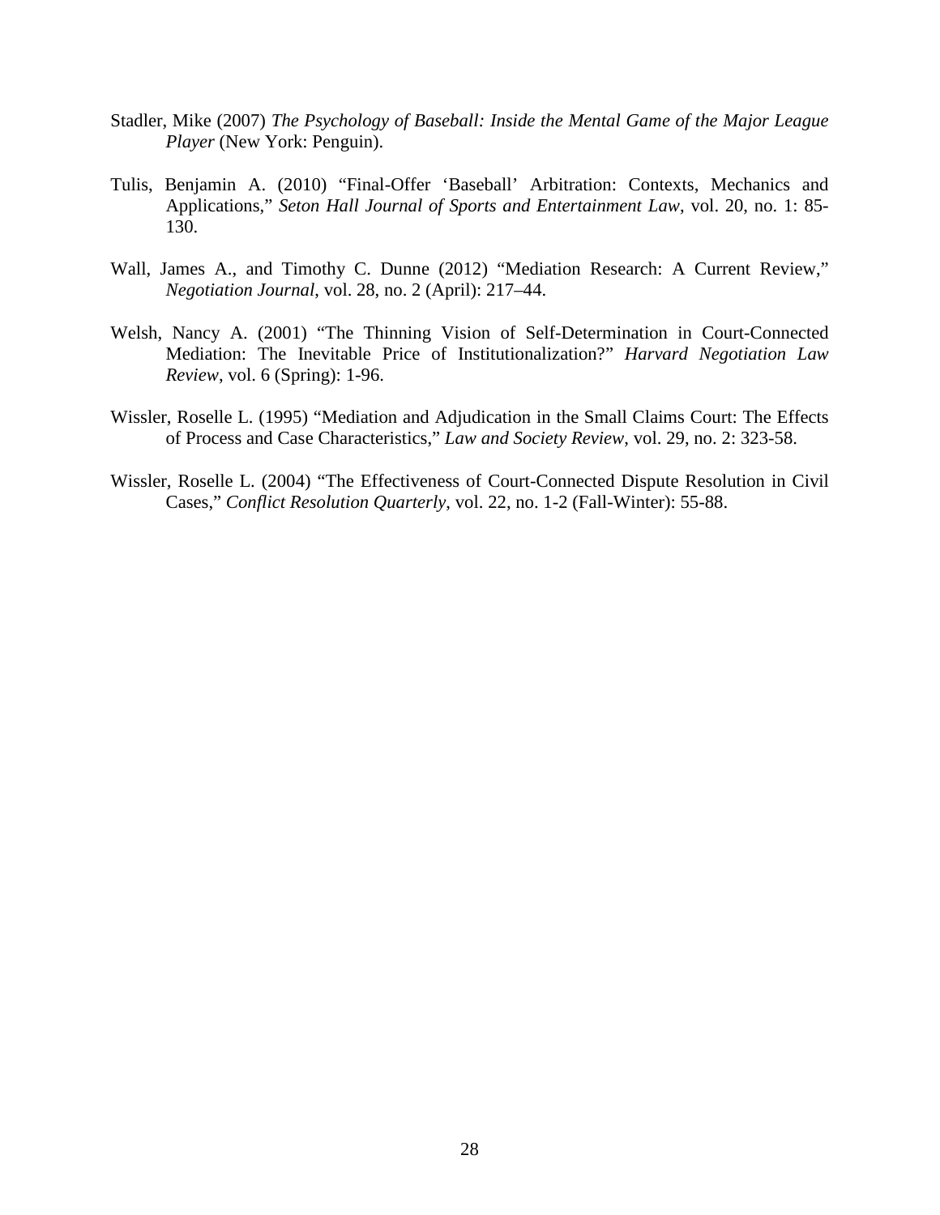Stadler, Mike (2007) *The Psychology of Baseball: Inside the Mental Game of the Major League Player* (New York: Penguin).

Tulis, Benjamin A. (2010) "Final-Offer 'Baseball' Arbitration: Contexts, Mechanics and Applications," *Seton Hall Journal of Sports and Entertainment Law*, vol. 20, no. 1: 85-130.

Wall, James A., and Timothy C. Dunne (2012) "Mediation Research: A Current Review," *Negotiation Journal*, vol. 28, no. 2 (April): 217–44.

Welsh, Nancy A. (2001) "The Thinning Vision of Self-Determination in Court-Connected Mediation: The Inevitable Price of Institutionalization?" *Harvard Negotiation Law Review*, vol. 6 (Spring): 1-96.

Wissler, Roselle L. (1995) "Mediation and Adjudication in the Small Claims Court: The Effects of Process and Case Characteristics," *Law and Society Review*, vol. 29, no. 2: 323-58.

Wissler, Roselle L. (2004) "The Effectiveness of Court-Connected Dispute Resolution in Civil Cases," *Conflict Resolution Quarterly*, vol. 22, no. 1-2 (Fall-Winter): 55-88.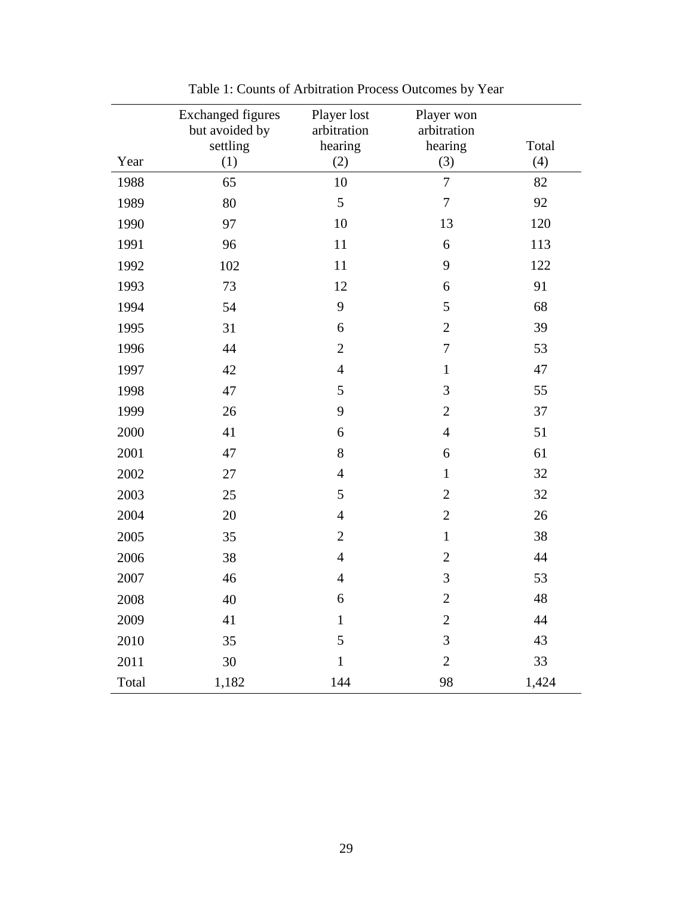Table 1: Counts of Arbitration Process Outcomes by Year

| Year | Exchanged figures but avoided by settling (1) | Player lost arbitration hearing (2) | Player won arbitration hearing (3) | Total (4) |
|---|---|---|---|---|
| 1988 | 65 | 10 | 7 | 82 |
| 1989 | 80 | 5 | 7 | 92 |
| 1990 | 97 | 10 | 13 | 120 |
| 1991 | 96 | 11 | 6 | 113 |
| 1992 | 102 | 11 | 9 | 122 |
| 1993 | 73 | 12 | 6 | 91 |
| 1994 | 54 | 9 | 5 | 68 |
| 1995 | 31 | 6 | 2 | 39 |
| 1996 | 44 | 2 | 7 | 53 |
| 1997 | 42 | 4 | 1 | 47 |
| 1998 | 47 | 5 | 3 | 55 |
| 1999 | 26 | 9 | 2 | 37 |
| 2000 | 41 | 6 | 4 | 51 |
| 2001 | 47 | 8 | 6 | 61 |
| 2002 | 27 | 4 | 1 | 32 |
| 2003 | 25 | 5 | 2 | 32 |
| 2004 | 20 | 4 | 2 | 26 |
| 2005 | 35 | 2 | 1 | 38 |
| 2006 | 38 | 4 | 2 | 44 |
| 2007 | 46 | 4 | 3 | 53 |
| 2008 | 40 | 6 | 2 | 48 |
| 2009 | 41 | 1 | 2 | 44 |
| 2010 | 35 | 5 | 3 | 43 |
| 2011 | 30 | 1 | 2 | 33 |
| Total | 1,182 | 144 | 98 | 1,424 |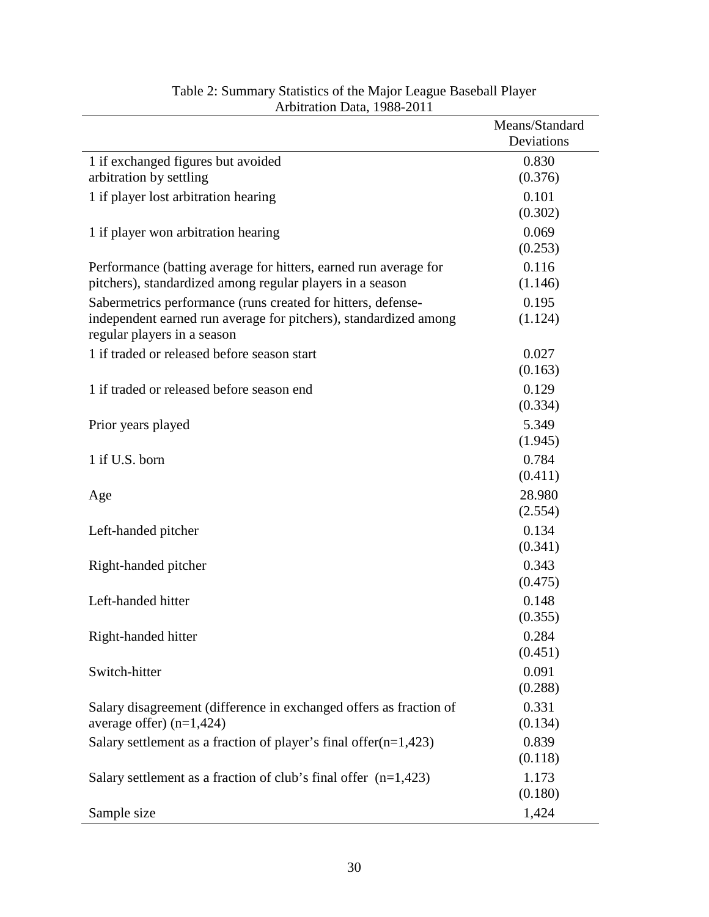Table 2: Summary Statistics of the Major League Baseball Player Arbitration Data, 1988-2011

| | Means/Standard Deviations |
|---|---|
| 1 if exchanged figures but avoided arbitration by settling | 0.830<br>(0.376) |
| 1 if player lost arbitration hearing | 0.101<br>(0.302) |
| 1 if player won arbitration hearing | 0.069<br>(0.253) |
| Performance (batting average for hitters, earned run average for pitchers), standardized among regular players in a season | 0.116<br>(1.146) |
| Sabermetrics performance (runs created for hitters, defense-independent earned run average for pitchers), standardized among regular players in a season | 0.195<br>(1.124) |
| 1 if traded or released before season start | 0.027<br>(0.163) |
| 1 if traded or released before season end | 0.129<br>(0.334) |
| Prior years played | 5.349<br>(1.945) |
| 1 if U.S. born | 0.784<br>(0.411) |
| Age | 28.980<br>(2.554) |
| Left-handed pitcher | 0.134<br>(0.341) |
| Right-handed pitcher | 0.343<br>(0.475) |
| Left-handed hitter | 0.148<br>(0.355) |
| Right-handed hitter | 0.284<br>(0.451) |
| Switch-hitter | 0.091<br>(0.288) |
| Salary disagreement (difference in exchanged offers as fraction of average offer) (n=1,424) | 0.331<br>(0.134) |
| Salary settlement as a fraction of player's final offer(n=1,423) | 0.839<br>(0.118) |
| Salary settlement as a fraction of club's final offer (n=1,423) | 1.173<br>(0.180) |
| Sample size | 1,424 |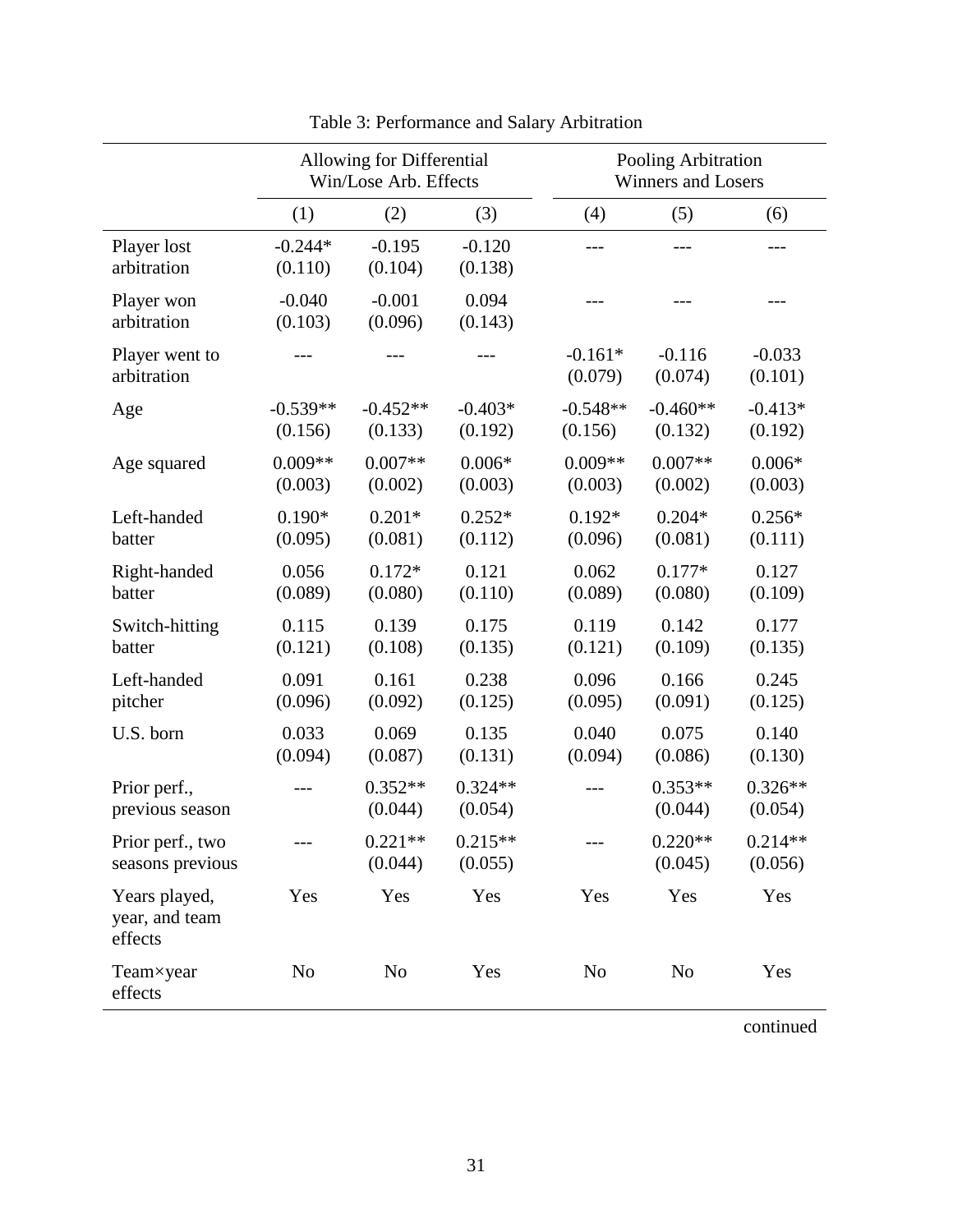Table 3: Performance and Salary Arbitration

| | Allowing for Differential Win/Lose Arb. Effects | | | Pooling Arbitration Winners and Losers | | |
|---|---|---|---|---|---|---|
| | (1) | (2) | (3) | (4) | (5) | (6) |
| Player lost arbitration | -0.244* (0.110) | -0.195 (0.104) | -0.120 (0.138) | --- | --- | --- |
| Player won arbitration | -0.040 (0.103) | -0.001 (0.096) | 0.094 (0.143) | --- | --- | --- |
| Player went to arbitration | --- | --- | --- | -0.161* (0.079) | -0.116 (0.074) | -0.033 (0.101) |
| Age | -0.539** (0.156) | -0.452** (0.133) | -0.403* (0.192) | -0.548** (0.156) | -0.460** (0.132) | -0.413* (0.192) |
| Age squared | 0.009** (0.003) | 0.007** (0.002) | 0.006* (0.003) | 0.009** (0.003) | 0.007** (0.002) | 0.006* (0.003) |
| Left-handed batter | 0.190* (0.095) | 0.201* (0.081) | 0.252* (0.112) | 0.192* (0.096) | 0.204* (0.081) | 0.256* (0.111) |
| Right-handed batter | 0.056 (0.089) | 0.172* (0.080) | 0.121 (0.110) | 0.062 (0.089) | 0.177* (0.080) | 0.127 (0.109) |
| Switch-hitting batter | 0.115 (0.121) | 0.139 (0.108) | 0.175 (0.135) | 0.119 (0.121) | 0.142 (0.109) | 0.177 (0.135) |
| Left-handed pitcher | 0.091 (0.096) | 0.161 (0.092) | 0.238 (0.125) | 0.096 (0.095) | 0.166 (0.091) | 0.245 (0.125) |
| U.S. born | 0.033 (0.094) | 0.069 (0.087) | 0.135 (0.131) | 0.040 (0.094) | 0.075 (0.086) | 0.140 (0.130) |
| Prior perf., previous season | --- | 0.352** (0.044) | 0.324** (0.054) | --- | 0.353** (0.044) | 0.326** (0.054) |
| Prior perf., two seasons previous | --- | 0.221** (0.044) | 0.215** (0.055) | --- | 0.220** (0.045) | 0.214** (0.056) |
| Years played, year, and team effects | Yes | Yes | Yes | Yes | Yes | Yes |
| Team×year effects | No | No | Yes | No | No | Yes |

continued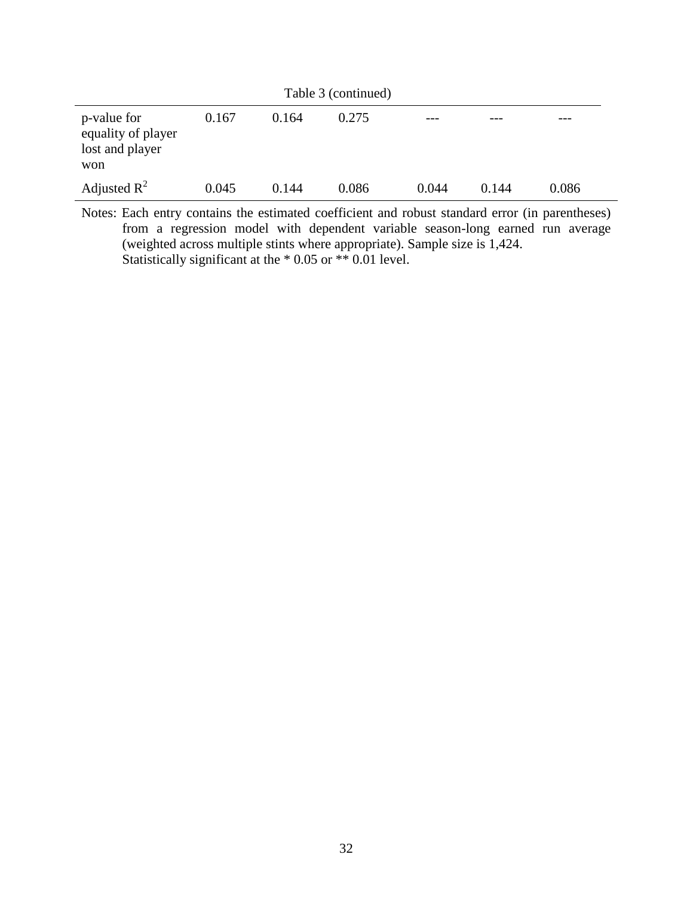Table 3 (continued)

| | | | | | | |
|---|---|---|---|---|---|---|
| p-value for equality of player lost and player won | 0.167 | 0.164 | 0.275 | --- | --- | --- |
| Adjusted $R^2$ | 0.045 | 0.144 | 0.086 | 0.044 | 0.144 | 0.086 |

Notes: Each entry contains the estimated coefficient and robust standard error (in parentheses) from a regression model with dependent variable season-long earned run average (weighted across multiple stints where appropriate). Sample size is 1,424.
Statistically significant at the * 0.05 or ** 0.01 level.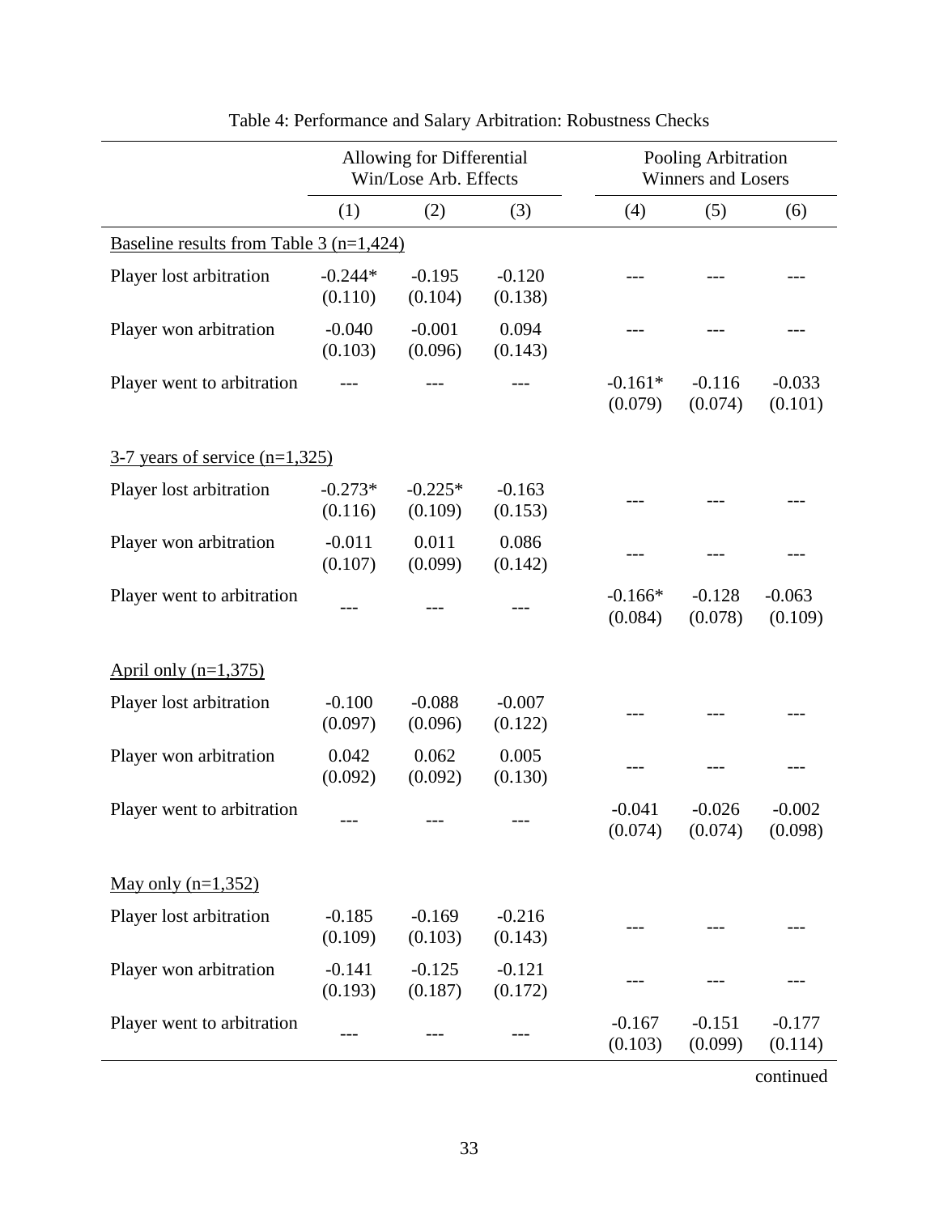Table 4: Performance and Salary Arbitration: Robustness Checks

| | Allowing for Differential Win/Lose Arb. Effects | | | Pooling Arbitration Winners and Losers | | |
|---|---|---|---|---|---|---|
| | (1) | (2) | (3) | (4) | (5) | (6) |
| Baseline results from Table 3 (n=1,424) | | | | | | |
| Player lost arbitration | -0.244* (0.110) | -0.195 (0.104) | -0.120 (0.138) | --- | --- | --- |
| Player won arbitration | -0.040 (0.103) | -0.001 (0.096) | 0.094 (0.143) | --- | --- | --- |
| Player went to arbitration | --- | --- | --- | -0.161* (0.079) | -0.116 (0.074) | -0.033 (0.101) |
| 3-7 years of service (n=1,325) | | | | | | |
| Player lost arbitration | -0.273* (0.116) | -0.225* (0.109) | -0.163 (0.153) | --- | --- | --- |
| Player won arbitration | -0.011 (0.107) | 0.011 (0.099) | 0.086 (0.142) | --- | --- | --- |
| Player went to arbitration | --- | --- | --- | -0.166* (0.084) | -0.128 (0.078) | -0.063 (0.109) |
| April only (n=1,375) | | | | | | |
| Player lost arbitration | -0.100 (0.097) | -0.088 (0.096) | -0.007 (0.122) | --- | --- | --- |
| Player won arbitration | 0.042 (0.092) | 0.062 (0.092) | 0.005 (0.130) | --- | --- | --- |
| Player went to arbitration | --- | --- | --- | -0.041 (0.074) | -0.026 (0.074) | -0.002 (0.098) |
| May only (n=1,352) | | | | | | |
| Player lost arbitration | -0.185 (0.109) | -0.169 (0.103) | -0.216 (0.143) | --- | --- | --- |
| Player won arbitration | -0.141 (0.193) | -0.125 (0.187) | -0.121 (0.172) | --- | --- | --- |
| Player went to arbitration | --- | --- | --- | -0.167 (0.103) | -0.151 (0.099) | -0.177 (0.114) |

continued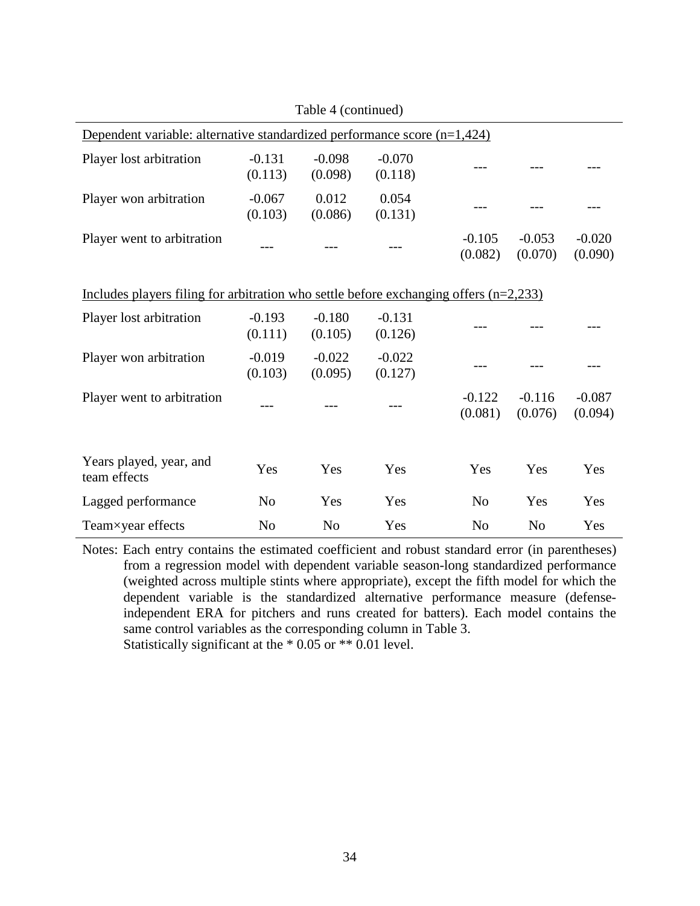Table 4 (continued)

| | | | | | | |
|---|---|---|---|---|---|---|
| Dependent variable: alternative standardized performance score (n=1,424) | | | | | | |
| Player lost arbitration | -0.131 (0.113) | -0.098 (0.098) | -0.070 (0.118) | --- | --- | --- |
| Player won arbitration | -0.067 (0.103) | 0.012 (0.086) | 0.054 (0.131) | --- | --- | --- |
| Player went to arbitration | --- | --- | --- | -0.105 (0.082) | -0.053 (0.070) | -0.020 (0.090) |
| Includes players filing for arbitration who settle before exchanging offers (n=2,233) | | | | | | |
| Player lost arbitration | -0.193 (0.111) | -0.180 (0.105) | -0.131 (0.126) | --- | --- | --- |
| Player won arbitration | -0.019 (0.103) | -0.022 (0.095) | -0.022 (0.127) | --- | --- | --- |
| Player went to arbitration | --- | --- | --- | -0.122 (0.081) | -0.116 (0.076) | -0.087 (0.094) |
| Years played, year, and team effects | Yes | Yes | Yes | Yes | Yes | Yes |
| Lagged performance | No | Yes | Yes | No | Yes | Yes |
| Team×year effects | No | No | Yes | No | No | Yes |

Notes: Each entry contains the estimated coefficient and robust standard error (in parentheses) from a regression model with dependent variable season-long standardized performance (weighted across multiple stints where appropriate), except the fifth model for which the dependent variable is the standardized alternative performance measure (defense-independent ERA for pitchers and runs created for batters). Each model contains the same control variables as the corresponding column in Table 3.
Statistically significant at the * 0.05 or ** 0.01 level.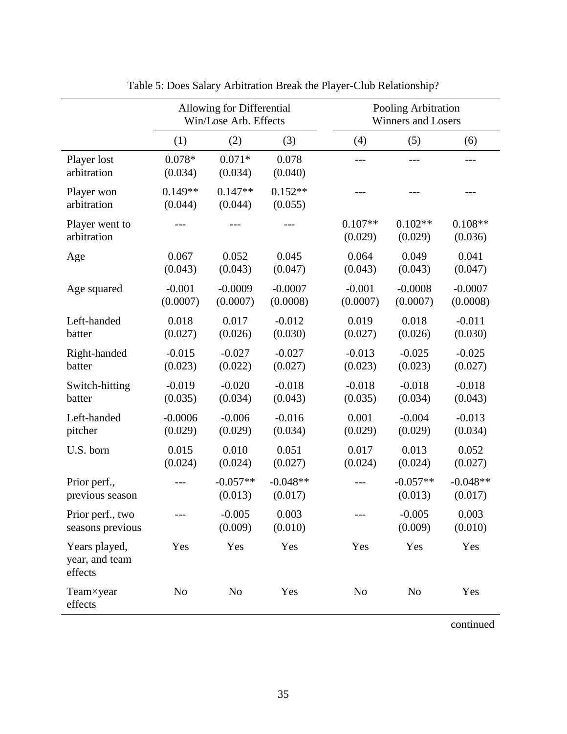Table 5: Does Salary Arbitration Break the Player-Club Relationship?

| | Allowing for Differential Win/Lose Arb. Effects | | | Pooling Arbitration Winners and Losers | | |
|---|---|---|---|---|---|---|
| | (1) | (2) | (3) | (4) | (5) | (6) |
| Player lost arbitration | 0.078* (0.034) | 0.071* (0.034) | 0.078 (0.040) | --- | --- | --- |
| Player won arbitration | 0.149** (0.044) | 0.147** (0.044) | 0.152** (0.055) | --- | --- | --- |
| Player went to arbitration | --- | --- | --- | 0.107** (0.029) | 0.102** (0.029) | 0.108** (0.036) |
| Age | 0.067 (0.043) | 0.052 (0.043) | 0.045 (0.047) | 0.064 (0.043) | 0.049 (0.043) | 0.041 (0.047) |
| Age squared | -0.001 (0.0007) | -0.0009 (0.0007) | -0.0007 (0.0008) | -0.001 (0.0007) | -0.0008 (0.0007) | -0.0007 (0.0008) |
| Left-handed batter | 0.018 (0.027) | 0.017 (0.026) | -0.012 (0.030) | 0.019 (0.027) | 0.018 (0.026) | -0.011 (0.030) |
| Right-handed batter | -0.015 (0.023) | -0.027 (0.022) | -0.027 (0.027) | -0.013 (0.023) | -0.025 (0.023) | -0.025 (0.027) |
| Switch-hitting batter | -0.019 (0.035) | -0.020 (0.034) | -0.018 (0.043) | -0.018 (0.035) | -0.018 (0.034) | -0.018 (0.043) |
| Left-handed pitcher | -0.0006 (0.029) | -0.006 (0.029) | -0.016 (0.034) | 0.001 (0.029) | -0.004 (0.029) | -0.013 (0.034) |
| U.S. born | 0.015 (0.024) | 0.010 (0.024) | 0.051 (0.027) | 0.017 (0.024) | 0.013 (0.024) | 0.052 (0.027) |
| Prior perf., previous season | --- | -0.057** (0.013) | -0.048** (0.017) | --- | -0.057** (0.013) | -0.048** (0.017) |
| Prior perf., two seasons previous | --- | -0.005 (0.009) | 0.003 (0.010) | --- | -0.005 (0.009) | 0.003 (0.010) |
| Years played, year, and team effects | Yes | Yes | Yes | Yes | Yes | Yes |
| Team×year effects | No | No | Yes | No | No | Yes |

continued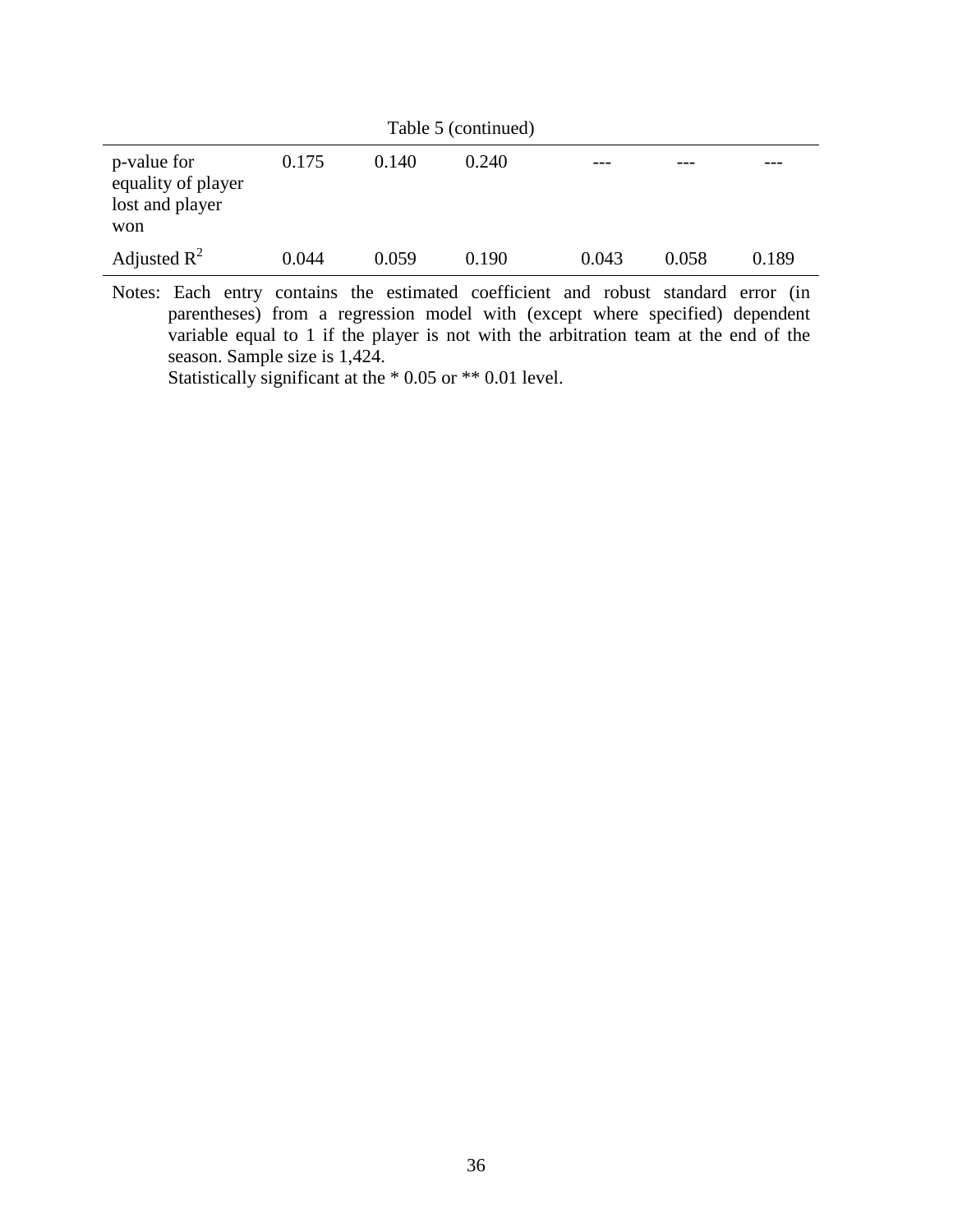Table 5 (continued)

| | | | | | | |
|---|---|---|---|---|---|---|
| p-value for equality of player lost and player won | 0.175 | 0.140 | 0.240 | --- | --- | --- |
| Adjusted $R^2$ | 0.044 | 0.059 | 0.190 | 0.043 | 0.058 | 0.189 |

Notes: Each entry contains the estimated coefficient and robust standard error (in parentheses) from a regression model with (except where specified) dependent variable equal to 1 if the player is not with the arbitration team at the end of the season. Sample size is 1,424.

Statistically significant at the * 0.05 or ** 0.01 level.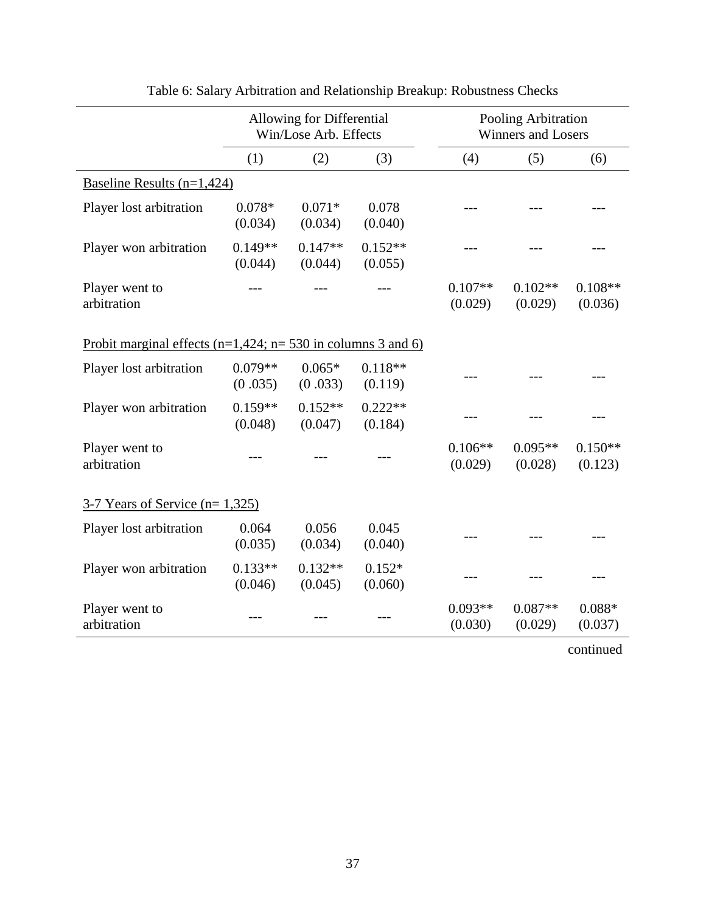Table 6: Salary Arbitration and Relationship Breakup: Robustness Checks

| | Allowing for Differential Win/Lose Arb. Effects | | | Pooling Arbitration Winners and Losers | | |
|---|---|---|---|---|---|---|
| | (1) | (2) | (3) | (4) | (5) | (6) |
| Baseline Results (n=1,424) | | | | | | |
| Player lost arbitration | 0.078*<br>(0.034) | 0.071*<br>(0.034) | 0.078<br>(0.040) | --- | --- | --- |
| Player won arbitration | 0.149**<br>(0.044) | 0.147**<br>(0.044) | 0.152**<br>(0.055) | --- | --- | --- |
| Player went to arbitration | --- | --- | --- | 0.107**<br>(0.029) | 0.102**<br>(0.029) | 0.108**<br>(0.036) |
| Probit marginal effects (n=1,424; n= 530 in columns 3 and 6) | | | | | | |
| Player lost arbitration | 0.079**<br>(0 .035) | 0.065*<br>(0 .033) | 0.118**<br>(0.119) | --- | --- | --- |
| Player won arbitration | 0.159**<br>(0.048) | 0.152**<br>(0.047) | 0.222**<br>(0.184) | --- | --- | --- |
| Player went to arbitration | --- | --- | --- | 0.106**<br>(0.029) | 0.095**<br>(0.028) | 0.150**<br>(0.123) |
| 3-7 Years of Service (n= 1,325) | | | | | | |
| Player lost arbitration | 0.064<br>(0.035) | 0.056<br>(0.034) | 0.045<br>(0.040) | --- | --- | --- |
| Player won arbitration | 0.133**<br>(0.046) | 0.132**<br>(0.045) | 0.152*<br>(0.060) | --- | --- | --- |
| Player went to arbitration | --- | --- | --- | 0.093**<br>(0.030) | 0.087**<br>(0.029) | 0.088*<br>(0.037) |

continued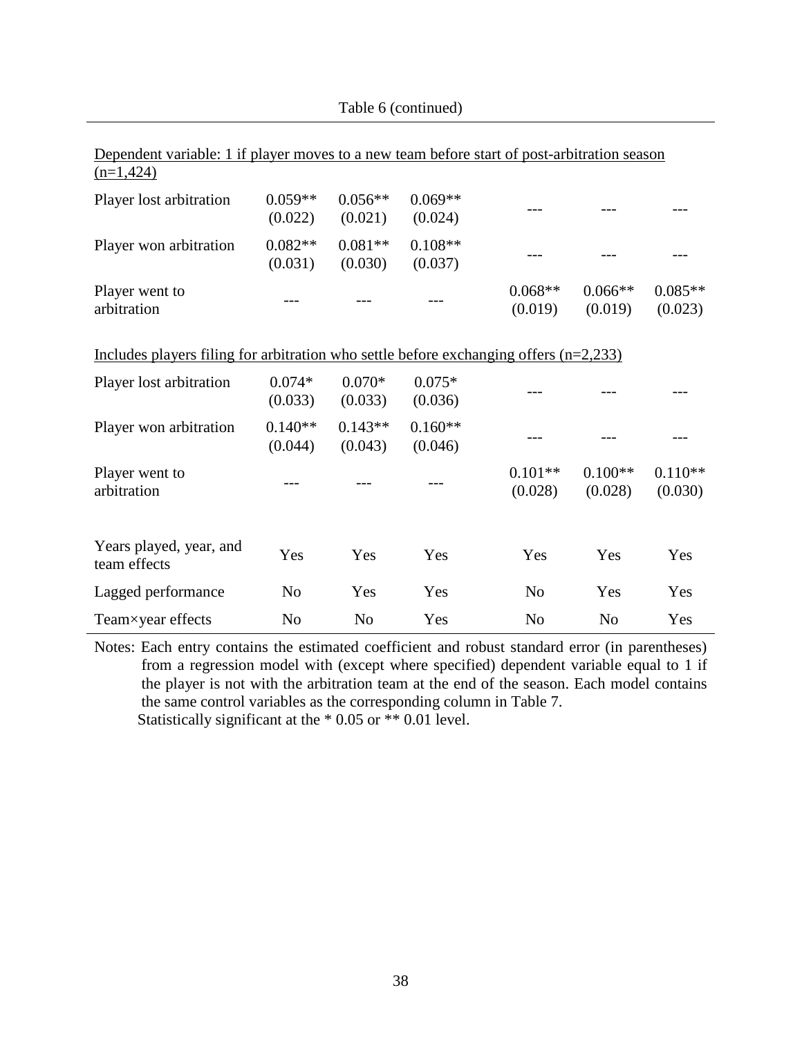Table 6 (continued)

| | (1) | (2) | (3) | (4) | (5) | (6) |
|---|---|---|---|---|---|---|
| Dependent variable: 1 if player moves to a new team before start of post-arbitration season (n=1,424) | | | | | | |
| Player lost arbitration | 0.059** (0.022) | 0.056** (0.021) | 0.069** (0.024) | --- | --- | --- |
| Player won arbitration | 0.082** (0.031) | 0.081** (0.030) | 0.108** (0.037) | --- | --- | --- |
| Player went to arbitration | --- | --- | --- | 0.068** (0.019) | 0.066** (0.019) | 0.085** (0.023) |
| Includes players filing for arbitration who settle before exchanging offers (n=2,233) | | | | | | |
| Player lost arbitration | 0.074* (0.033) | 0.070* (0.033) | 0.075* (0.036) | --- | --- | --- |
| Player won arbitration | 0.140** (0.044) | 0.143** (0.043) | 0.160** (0.046) | --- | --- | --- |
| Player went to arbitration | --- | --- | --- | 0.101** (0.028) | 0.100** (0.028) | 0.110** (0.030) |
| Years played, year, and team effects | Yes | Yes | Yes | Yes | Yes | Yes |
| Lagged performance | No | Yes | Yes | No | Yes | Yes |
| Team×year effects | No | No | Yes | No | No | Yes |

Notes: Each entry contains the estimated coefficient and robust standard error (in parentheses) from a regression model with (except where specified) dependent variable equal to 1 if the player is not with the arbitration team at the end of the season. Each model contains the same control variables as the corresponding column in Table 7.

Statistically significant at the * 0.05 or ** 0.01 level.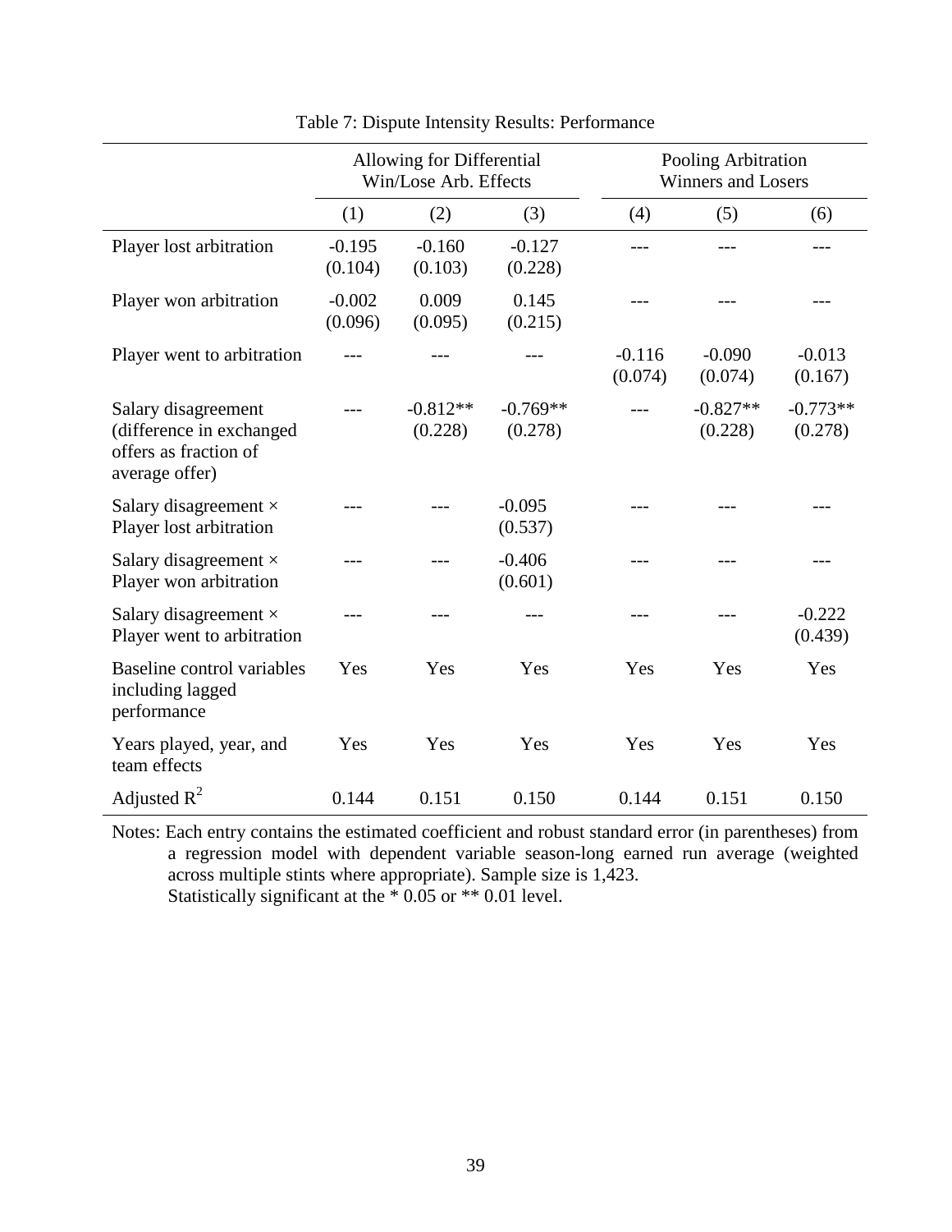Table 7: Dispute Intensity Results: Performance

| | Allowing for Differential Win/Lose Arb. Effects | | | Pooling Arbitration Winners and Losers | | |
|---|---|---|---|---|---|---|
| | (1) | (2) | (3) | (4) | (5) | (6) |
| Player lost arbitration | -0.195 (0.104) | -0.160 (0.103) | -0.127 (0.228) | --- | --- | --- |
| Player won arbitration | -0.002 (0.096) | 0.009 (0.095) | 0.145 (0.215) | --- | --- | --- |
| Player went to arbitration | --- | --- | --- | -0.116 (0.074) | -0.090 (0.074) | -0.013 (0.167) |
| Salary disagreement (difference in exchanged offers as fraction of average offer) | --- | -0.812** (0.228) | -0.769** (0.278) | --- | -0.827** (0.228) | -0.773** (0.278) |
| Salary disagreement × Player lost arbitration | --- | --- | -0.095 (0.537) | --- | --- | --- |
| Salary disagreement × Player won arbitration | --- | --- | -0.406 (0.601) | --- | --- | --- |
| Salary disagreement × Player went to arbitration | --- | --- | --- | --- | --- | -0.222 (0.439) |
| Baseline control variables including lagged performance | Yes | Yes | Yes | Yes | Yes | Yes |
| Years played, year, and team effects | Yes | Yes | Yes | Yes | Yes | Yes |
| Adjusted $R^2$ | 0.144 | 0.151 | 0.150 | 0.144 | 0.151 | 0.150 |

Notes: Each entry contains the estimated coefficient and robust standard error (in parentheses) from a regression model with dependent variable season-long earned run average (weighted across multiple stints where appropriate). Sample size is 1,423.
Statistically significant at the * 0.05 or ** 0.01 level.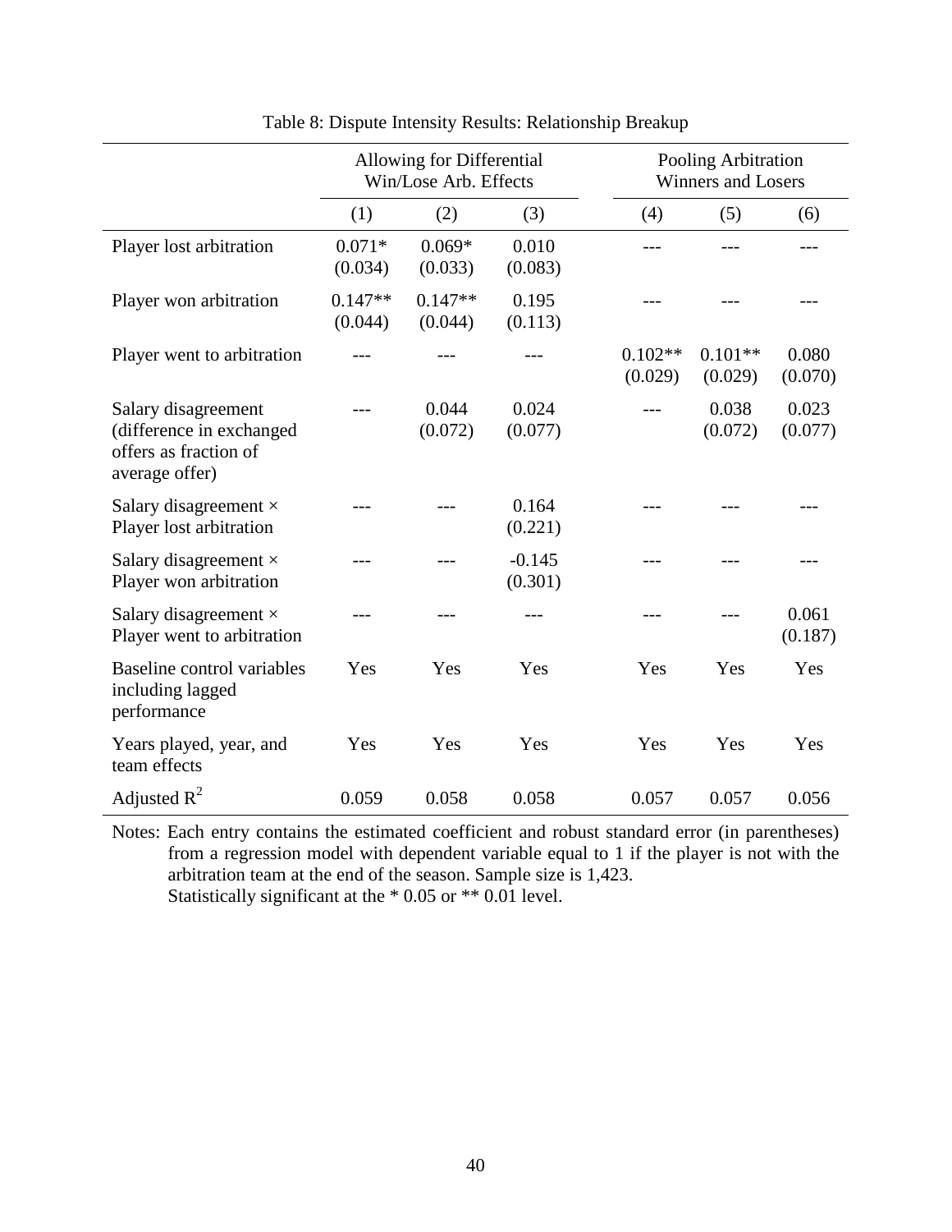Table 8: Dispute Intensity Results: Relationship Breakup

| | Allowing for Differential Win/Lose Arb. Effects | | | Pooling Arbitration Winners and Losers | | |
|---|---|---|---|---|---|---|
| | (1) | (2) | (3) | (4) | (5) | (6) |
| Player lost arbitration | 0.071* (0.034) | 0.069* (0.033) | 0.010 (0.083) | --- | --- | --- |
| Player won arbitration | 0.147** (0.044) | 0.147** (0.044) | 0.195 (0.113) | --- | --- | --- |
| Player went to arbitration | --- | --- | --- | 0.102** (0.029) | 0.101** (0.029) | 0.080 (0.070) |
| Salary disagreement (difference in exchanged offers as fraction of average offer) | --- | 0.044 (0.072) | 0.024 (0.077) | --- | 0.038 (0.072) | 0.023 (0.077) |
| Salary disagreement × Player lost arbitration | --- | --- | 0.164 (0.221) | --- | --- | --- |
| Salary disagreement × Player won arbitration | --- | --- | -0.145 (0.301) | --- | --- | --- |
| Salary disagreement × Player went to arbitration | --- | --- | --- | --- | --- | 0.061 (0.187) |
| Baseline control variables including lagged performance | Yes | Yes | Yes | Yes | Yes | Yes |
| Years played, year, and team effects | Yes | Yes | Yes | Yes | Yes | Yes |
| Adjusted $R^2$ | 0.059 | 0.058 | 0.058 | 0.057 | 0.057 | 0.056 |

Notes: Each entry contains the estimated coefficient and robust standard error (in parentheses) from a regression model with dependent variable equal to 1 if the player is not with the arbitration team at the end of the season. Sample size is 1,423.
Statistically significant at the * 0.05 or ** 0.01 level.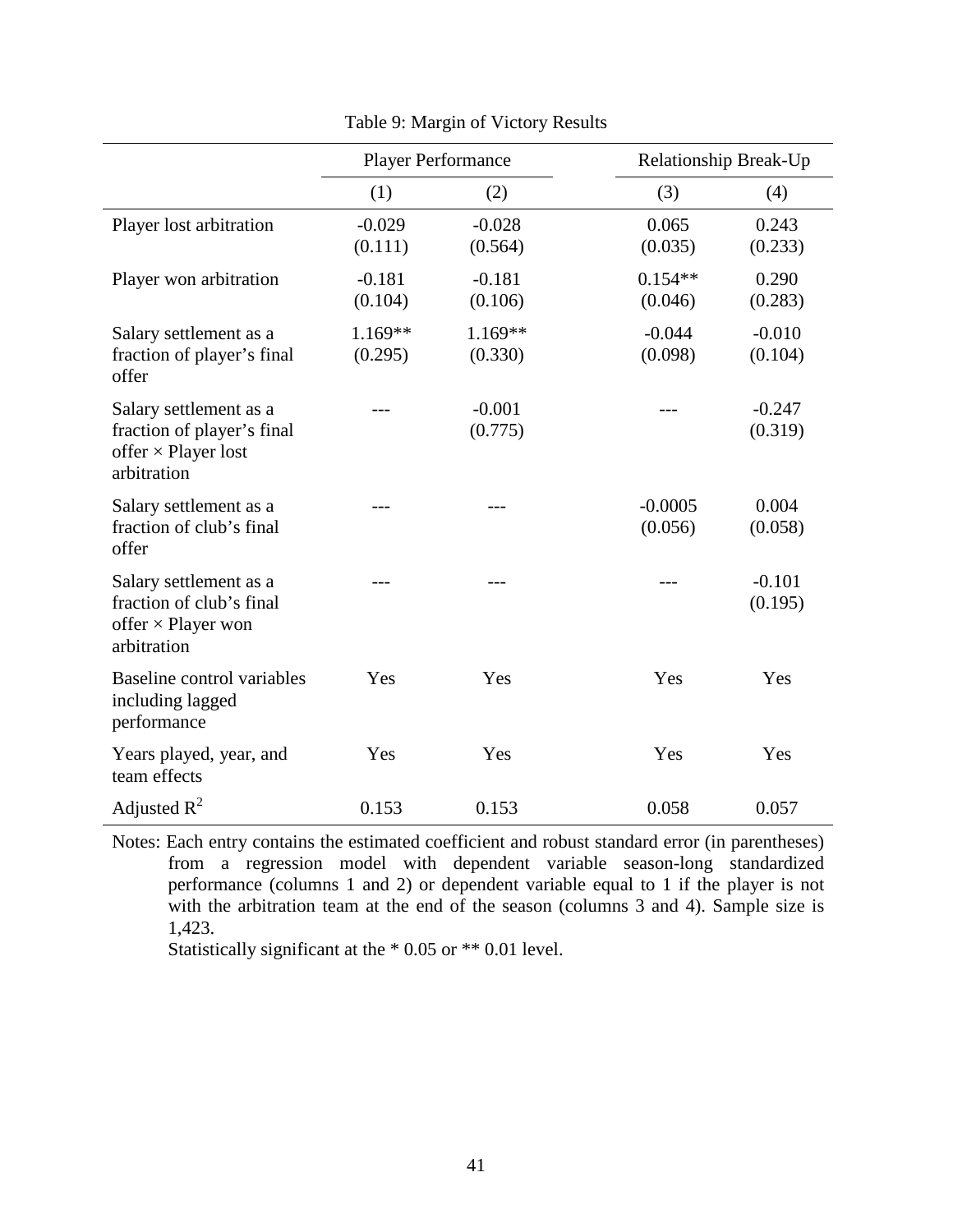Table 9: Margin of Victory Results

| | Player Performance | | Relationship Break-Up | |
|---|---|---|---|---|
| | (1) | (2) | (3) | (4) |
| Player lost arbitration | -0.029<br>(0.111) | -0.028<br>(0.564) | 0.065<br>(0.035) | 0.243<br>(0.233) |
| Player won arbitration | -0.181<br>(0.104) | -0.181<br>(0.106) | 0.154**<br>(0.046) | 0.290<br>(0.283) |
| Salary settlement as a fraction of player's final offer | 1.169**<br>(0.295) | 1.169**<br>(0.330) | -0.044<br>(0.098) | -0.010<br>(0.104) |
| Salary settlement as a fraction of player's final offer × Player lost arbitration | --- | -0.001<br>(0.775) | --- | -0.247<br>(0.319) |
| Salary settlement as a fraction of club's final offer | --- | --- | -0.0005<br>(0.056) | 0.004<br>(0.058) |
| Salary settlement as a fraction of club's final offer × Player won arbitration | --- | --- | --- | -0.101<br>(0.195) |
| Baseline control variables including lagged performance | Yes | Yes | Yes | Yes |
| Years played, year, and team effects | Yes | Yes | Yes | Yes |
| Adjusted $R^2$ | 0.153 | 0.153 | 0.058 | 0.057 |

Notes: Each entry contains the estimated coefficient and robust standard error (in parentheses) from a regression model with dependent variable season-long standardized performance (columns 1 and 2) or dependent variable equal to 1 if the player is not with the arbitration team at the end of the season (columns 3 and 4). Sample size is 1,423.

Statistically significant at the * 0.05 or ** 0.01 level.